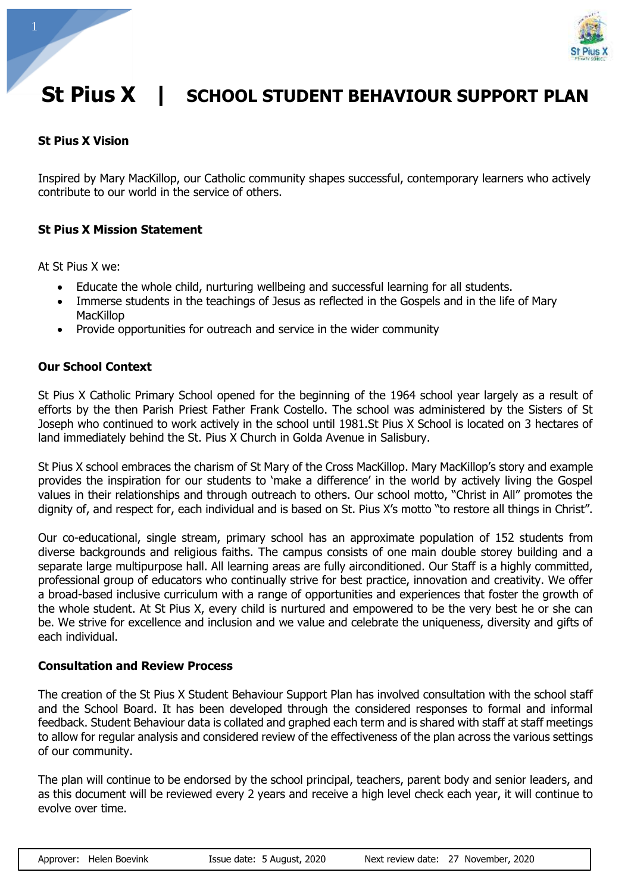# St Pius X | SCHOOL STUDENT BEHAVIOUR SUPPORT PLAN

**St Pius X Vision**

Inspired by Mary MacKillop, our Catholic community shapes successful, contemporary learners who actively contribute to our world in the service of others.

**St Pius X Mission Statement**

At St Pius X we:

- Educate the whole child, nurturing wellbeing and successful learning for all students.
- Immerse students in the teachings of Jesus as reflected in the Gospels and in the life of Mary MacKillop
- Provide opportunities for outreach and service in the wider community

**Our School Context**

St Pius X Catholic Primary School opened for the beginning of the 1964 school year largely as a result of efforts by the then Parish Priest Father Frank Costello. The school was administered by the Sisters of St Joseph who continued to work actively in the school until 1981.St Pius X School is located on 3 hectares of land immediately behind the St. Pius X Church in Golda Avenue in Salisbury.

St Pius X school embraces the charism of St Mary of the Cross MacKillop. Mary MacKillop's story and example provides the inspiration for our students to 'make a difference' in the world by actively living the Gospel values in their relationships and through outreach to others. Our school motto, "Christ in All" promotes the dignity of, and respect for, each individual and is based on St. Pius X's motto "to restore all things in Christ".

Our co-educational, single stream, primary school has an approximate population of 152 students from diverse backgrounds and religious faiths. The campus consists of one main double storey building and a separate large multipurpose hall. All learning areas are fully airconditioned. Our Staff is a highly committed, professional group of educators who continually strive for best practice, innovation and creativity. We offer a broad-based inclusive curriculum with a range of opportunities and experiences that foster the growth of the whole student. At St Pius X, every child is nurtured and empowered to be the very best he or she can be. We strive for excellence and inclusion and we value and celebrate the uniqueness, diversity and gifts of each individual.

**Consultation and Review Process**

The creation of the St Pius X Student Behaviour Support Plan has involved consultation with the school staff and the School Board. It has been developed through the considered responses to formal and informal feedback. Student Behaviour data is collated and graphed each term and is shared with staff at staff meetings to allow for regular analysis and considered review of the effectiveness of the plan across the various settings of our community.

The plan will continue to be endorsed by the school principal, teachers, parent body and senior leaders, and as this document will be reviewed every 2 years and receive a high level check each year, it will continue to evolve over time.

| Approver: Helen Boevink | Issue date: 5 August, 2020 | Next review date: 27 November, 2020 |
| --- | --- | --- |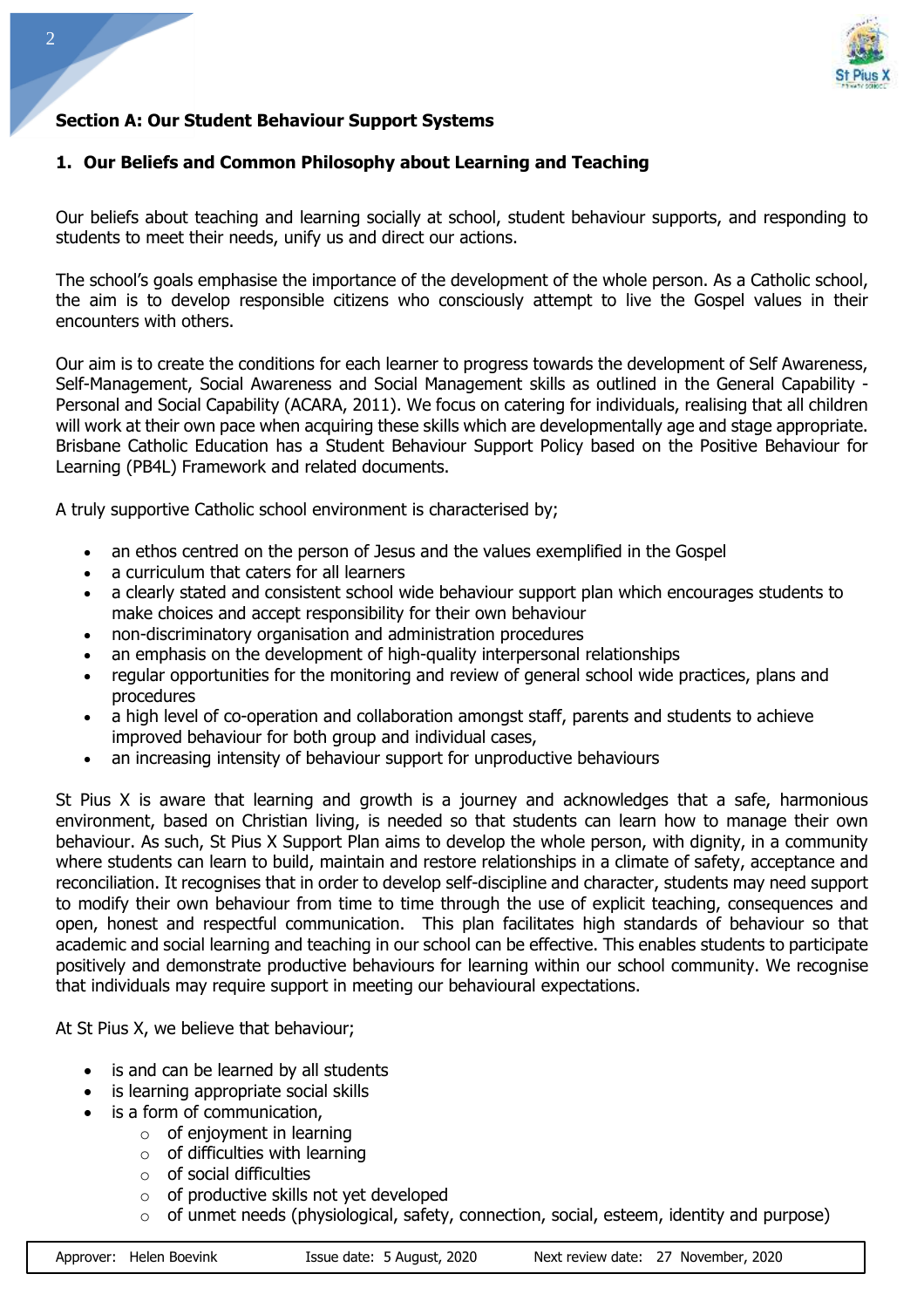## Section A: Our Student Behaviour Support Systems

### 1. Our Beliefs and Common Philosophy about Learning and Teaching

Our beliefs about teaching and learning socially at school, student behaviour supports, and responding to students to meet their needs, unify us and direct our actions.

The school's goals emphasise the importance of the development of the whole person. As a Catholic school, the aim is to develop responsible citizens who consciously attempt to live the Gospel values in their encounters with others.

Our aim is to create the conditions for each learner to progress towards the development of Self Awareness, Self-Management, Social Awareness and Social Management skills as outlined in the General Capability - Personal and Social Capability (ACARA, 2011). We focus on catering for individuals, realising that all children will work at their own pace when acquiring these skills which are developmentally age and stage appropriate. Brisbane Catholic Education has a Student Behaviour Support Policy based on the Positive Behaviour for Learning (PB4L) Framework and related documents.

A truly supportive Catholic school environment is characterised by;

- an ethos centred on the person of Jesus and the values exemplified in the Gospel
- a curriculum that caters for all learners
- a clearly stated and consistent school wide behaviour support plan which encourages students to make choices and accept responsibility for their own behaviour
- non-discriminatory organisation and administration procedures
- an emphasis on the development of high-quality interpersonal relationships
- regular opportunities for the monitoring and review of general school wide practices, plans and procedures
- a high level of co-operation and collaboration amongst staff, parents and students to achieve improved behaviour for both group and individual cases,
- an increasing intensity of behaviour support for unproductive behaviours

St Pius X is aware that learning and growth is a journey and acknowledges that a safe, harmonious environment, based on Christian living, is needed so that students can learn how to manage their own behaviour. As such, St Pius X Support Plan aims to develop the whole person, with dignity, in a community where students can learn to build, maintain and restore relationships in a climate of safety, acceptance and reconciliation. It recognises that in order to develop self-discipline and character, students may need support to modify their own behaviour from time to time through the use of explicit teaching, consequences and open, honest and respectful communication. This plan facilitates high standards of behaviour so that academic and social learning and teaching in our school can be effective. This enables students to participate positively and demonstrate productive behaviours for learning within our school community. We recognise that individuals may require support in meeting our behavioural expectations.

At St Pius X, we believe that behaviour;

- is and can be learned by all students
- is learning appropriate social skills
- is a form of communication,
  - of enjoyment in learning
  - of difficulties with learning
  - of social difficulties
  - of productive skills not yet developed
  - of unmet needs (physiological, safety, connection, social, esteem, identity and purpose)

Approver: Helen Boevink | Issue date: 5 August, 2020 | Next review date: 27 November, 2020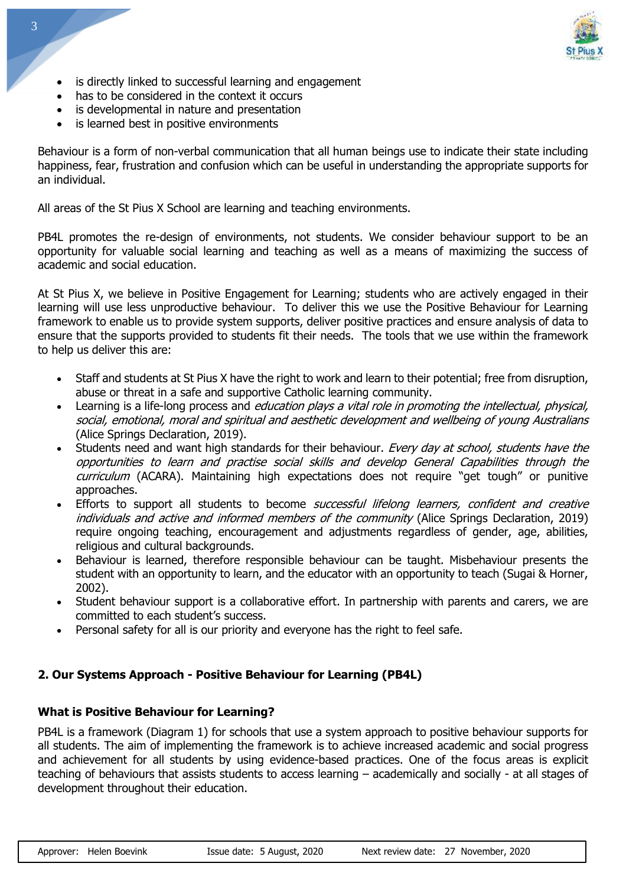- is directly linked to successful learning and engagement
- has to be considered in the context it occurs
- is developmental in nature and presentation
- is learned best in positive environments

Behaviour is a form of non-verbal communication that all human beings use to indicate their state including happiness, fear, frustration and confusion which can be useful in understanding the appropriate supports for an individual.

All areas of the St Pius X School are learning and teaching environments.

PB4L promotes the re-design of environments, not students. We consider behaviour support to be an opportunity for valuable social learning and teaching as well as a means of maximizing the success of academic and social education.

At St Pius X, we believe in Positive Engagement for Learning; students who are actively engaged in their learning will use less unproductive behaviour. To deliver this we use the Positive Behaviour for Learning framework to enable us to provide system supports, deliver positive practices and ensure analysis of data to ensure that the supports provided to students fit their needs. The tools that we use within the framework to help us deliver this are:

- Staff and students at St Pius X have the right to work and learn to their potential; free from disruption, abuse or threat in a safe and supportive Catholic learning community.
- Learning is a life-long process and *education plays a vital role in promoting the intellectual, physical, social, emotional, moral and spiritual and aesthetic development and wellbeing of young Australians* (Alice Springs Declaration, 2019).
- Students need and want high standards for their behaviour. *Every day at school, students have the opportunities to learn and practise social skills and develop General Capabilities through the curriculum* (ACARA). Maintaining high expectations does not require "get tough" or punitive approaches.
- Efforts to support all students to become *successful lifelong learners, confident and creative individuals and active and informed members of the community* (Alice Springs Declaration, 2019) require ongoing teaching, encouragement and adjustments regardless of gender, age, abilities, religious and cultural backgrounds.
- Behaviour is learned, therefore responsible behaviour can be taught. Misbehaviour presents the student with an opportunity to learn, and the educator with an opportunity to teach (Sugai & Horner, 2002).
- Student behaviour support is a collaborative effort. In partnership with parents and carers, we are committed to each student's success.
- Personal safety for all is our priority and everyone has the right to feel safe.

## 2. Our Systems Approach - Positive Behaviour for Learning (PB4L)

### What is Positive Behaviour for Learning?

PB4L is a framework (Diagram 1) for schools that use a system approach to positive behaviour supports for all students. The aim of implementing the framework is to achieve increased academic and social progress and achievement for all students by using evidence-based practices. One of the focus areas is explicit teaching of behaviours that assists students to access learning – academically and socially - at all stages of development throughout their education.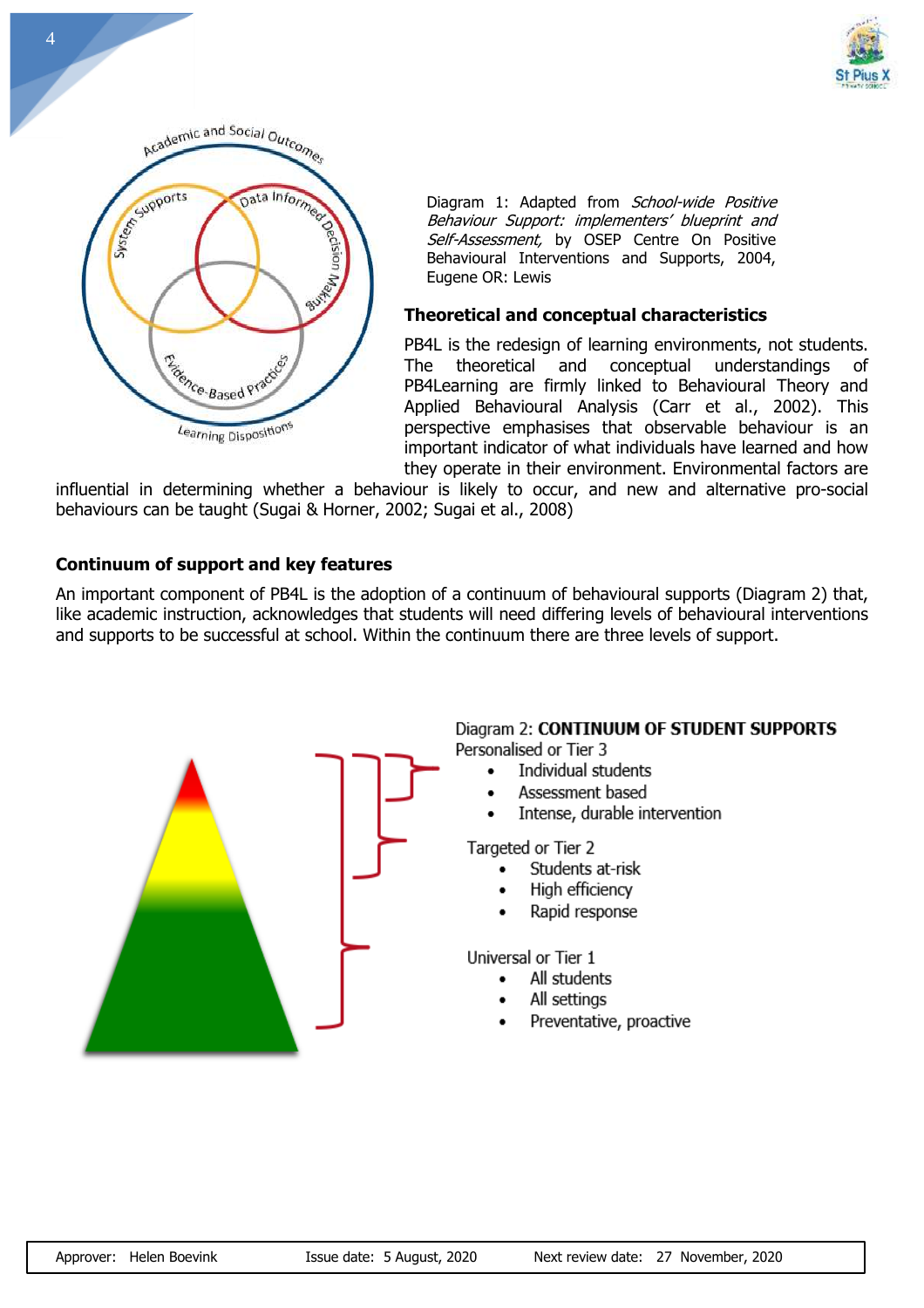Diagram 1: Adapted from *School-wide Positive Behaviour Support: implementers' blueprint and Self-Assessment,* by OSEP Centre On Positive Behavioural Interventions and Supports, 2004, Eugene OR: Lewis

### Theoretical and conceptual characteristics

PB4L is the redesign of learning environments, not students. The theoretical and conceptual understandings of PB4Learning are firmly linked to Behavioural Theory and Applied Behavioural Analysis (Carr et al., 2002). This perspective emphasises that observable behaviour is an important indicator of what individuals have learned and how they operate in their environment. Environmental factors are influential in determining whether a behaviour is likely to occur, and new and alternative pro-social behaviours can be taught (Sugai & Horner, 2002; Sugai et al., 2008)

### Continuum of support and key features

An important component of PB4L is the adoption of a continuum of behavioural supports (Diagram 2) that, like academic instruction, acknowledges that students will need differing levels of behavioural interventions and supports to be successful at school. Within the continuum there are three levels of support.

Diagram 2: **CONTINUUM OF STUDENT SUPPORTS**

Personalised or Tier 3

- Individual students
- Assessment based
- Intense, durable intervention

Targeted or Tier 2

- Students at-risk
- High efficiency
- Rapid response

Universal or Tier 1

- All students
- All settings
- Preventative, proactive

| Approver: Helen Boevink | Issue date: 5 August, 2020 | Next review date: 27 November, 2020 |
|---|---|---|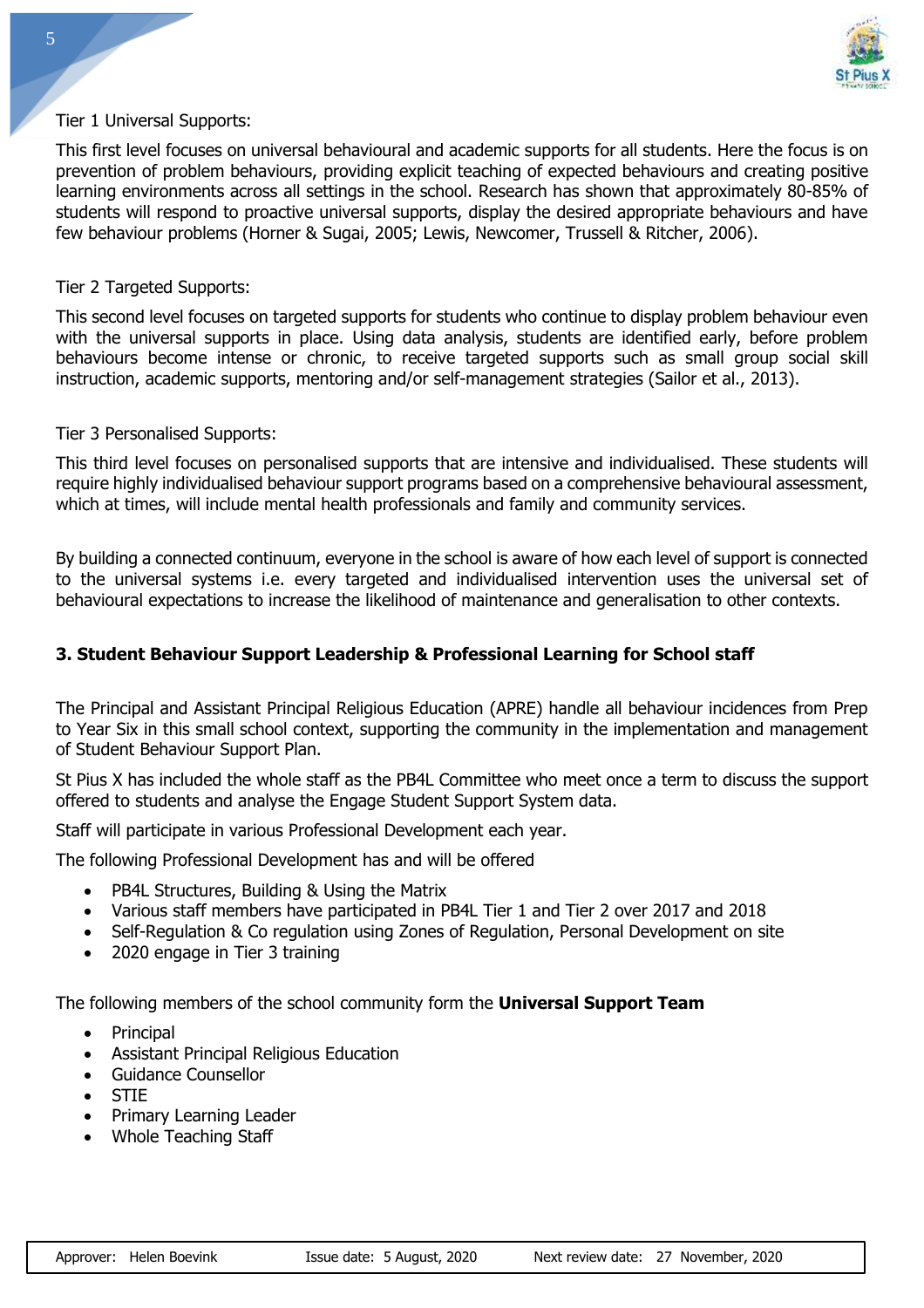Tier 1 Universal Supports:

This first level focuses on universal behavioural and academic supports for all students. Here the focus is on prevention of problem behaviours, providing explicit teaching of expected behaviours and creating positive learning environments across all settings in the school. Research has shown that approximately 80-85% of students will respond to proactive universal supports, display the desired appropriate behaviours and have few behaviour problems (Horner & Sugai, 2005; Lewis, Newcomer, Trussell & Ritcher, 2006).

Tier 2 Targeted Supports:

This second level focuses on targeted supports for students who continue to display problem behaviour even with the universal supports in place. Using data analysis, students are identified early, before problem behaviours become intense or chronic, to receive targeted supports such as small group social skill instruction, academic supports, mentoring and/or self-management strategies (Sailor et al., 2013).

Tier 3 Personalised Supports:

This third level focuses on personalised supports that are intensive and individualised. These students will require highly individualised behaviour support programs based on a comprehensive behavioural assessment, which at times, will include mental health professionals and family and community services.

By building a connected continuum, everyone in the school is aware of how each level of support is connected to the universal systems i.e. every targeted and individualised intervention uses the universal set of behavioural expectations to increase the likelihood of maintenance and generalisation to other contexts.

## 3. Student Behaviour Support Leadership & Professional Learning for School staff

The Principal and Assistant Principal Religious Education (APRE) handle all behaviour incidences from Prep to Year Six in this small school context, supporting the community in the implementation and management of Student Behaviour Support Plan.

St Pius X has included the whole staff as the PB4L Committee who meet once a term to discuss the support offered to students and analyse the Engage Student Support System data.

Staff will participate in various Professional Development each year.

The following Professional Development has and will be offered

- PB4L Structures, Building & Using the Matrix
- Various staff members have participated in PB4L Tier 1 and Tier 2 over 2017 and 2018
- Self-Regulation & Co regulation using Zones of Regulation, Personal Development on site
- 2020 engage in Tier 3 training

The following members of the school community form the **Universal Support Team**

- Principal
- Assistant Principal Religious Education
- Guidance Counsellor
- STIE
- Primary Learning Leader
- Whole Teaching Staff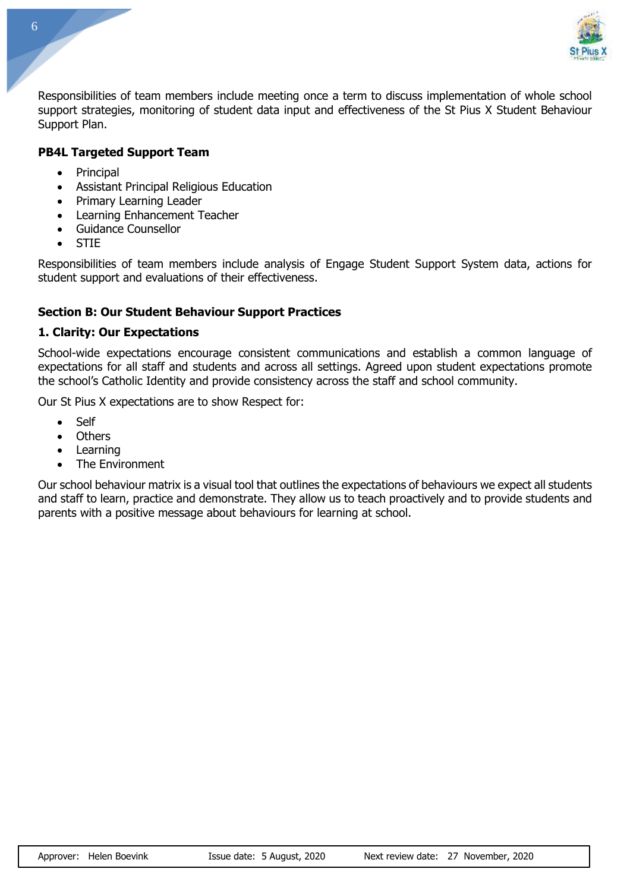Responsibilities of team members include meeting once a term to discuss implementation of whole school support strategies, monitoring of student data input and effectiveness of the St Pius X Student Behaviour Support Plan.

**PB4L Targeted Support Team**

- Principal
- Assistant Principal Religious Education
- Primary Learning Leader
- Learning Enhancement Teacher
- Guidance Counsellor
- STIE

Responsibilities of team members include analysis of Engage Student Support System data, actions for student support and evaluations of their effectiveness.

## Section B: Our Student Behaviour Support Practices

### 1. Clarity: Our Expectations

School-wide expectations encourage consistent communications and establish a common language of expectations for all staff and students and across all settings. Agreed upon student expectations promote the school's Catholic Identity and provide consistency across the staff and school community.

Our St Pius X expectations are to show Respect for:

- Self
- Others
- Learning
- The Environment

Our school behaviour matrix is a visual tool that outlines the expectations of behaviours we expect all students and staff to learn, practice and demonstrate. They allow us to teach proactively and to provide students and parents with a positive message about behaviours for learning at school.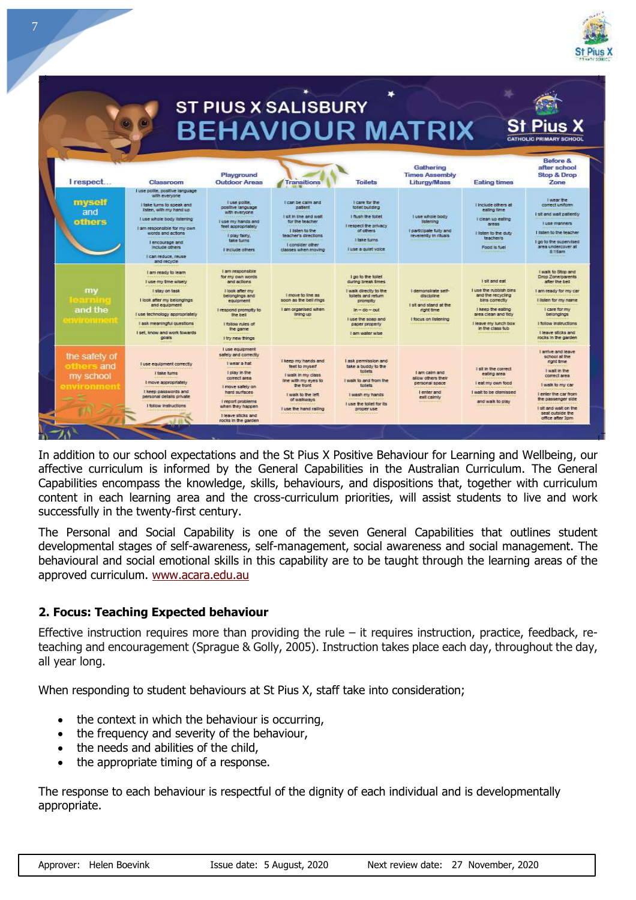# ST PIUS X SALISBURY BEHAVIOUR MATRIX

| I respect… | Classroom | Playground Outdoor Areas | Transitions | Toilets | Gathering Times Assembly Liturgy/Mass | Eating times | Before & after school Stop & Drop Zone |
|---|---|---|---|---|---|---|---|
| **myself and others** | I use polite, positive language with everyone<br>I take turns to speak and listen, with my hand up<br>I use whole body listening<br>I am responsible for my own words and actions<br>I encourage and include others<br>I can reduce, reuse and recycle | I use polite, positive language with everyone<br>I use my hands and feet appropriately<br>I play fairly, take turns<br>I include others | I can be calm and patient<br>I sit in line and wait for the teacher<br>I listen to the teacher's directions<br>I consider other classes when moving | I care for the toilet building<br>I flush the toilet<br>I respect the privacy of others<br>I take turns<br>I use a quiet voice | I use whole body listening<br>I participate fully and reverently in rituals | I include others at eating time<br>I clean up eating areas<br>I listen to the duty teachers<br>Food is fuel | I wear the correct uniform<br>I sit and wait patiently<br>I use manners<br>I listen to the teacher<br>I go to the supervised area undercover at 8:15am |
| **my learning and the environment** | I am ready to learn<br>I use my time wisely<br>I stay on task<br>I look after my belongings and equipment<br>I use technology appropriately<br>I ask meaningful questions<br>I set, know and work towards goals | I am responsible for my own words and actions<br>I look after my belongings and equipment<br>I respond promptly to the bell<br>I follow rules of the game<br>I try new things | I move to line as soon as the bell rings<br>I am organised when lining up | I go to the toilet during break times<br>I walk directly to the toilets and return promptly<br>In – do – out<br>I use the soap and paper properly<br>I am water wise | I demonstrate self-discipline<br>I sit and stand at the right time<br>I focus on listening | I sit and eat<br>I use the rubbish bins and the recycling bins correctly<br>I keep the eating area clean and tidy<br>I leave my lunch box in the class tub | I walk to Stop and Drop Zone/parents after the bell<br>I am ready for my car<br>I listen for my name<br>I care for my belongings<br>I follow instructions<br>I leave sticks and rocks in the garden |
| **the safety of others and my school environment** | I use equipment correctly<br>I take turns<br>I move appropriately<br>I keep passwords and personal details private<br>I follow instructions | I use equipment safely and correctly<br>I wear a hat<br>I play in the correct area<br>I move safely on hard surfaces<br>I report problems when they happen<br>I leave sticks and rocks in the garden | I keep my hands and feet to myself<br>I walk in my class line with my eyes to the front<br>I walk to the left of walkways<br>I use the hand railing | I ask permission and take a buddy to the toilets<br>I walk to and from the toilets<br>I wash my hands<br>I use the toilet for its proper use | I am calm and allow others their personal space<br>I enter and exit calmly | I sit in the correct eating area<br>I eat my own food<br>I wait to be dismissed and walk to play | I arrive and leave school at the right time<br>I wait in the correct area<br>I walk to my car<br>I enter the car from the passenger side<br>I sit and wait on the seat outside the office after 3pm |

In addition to our school expectations and the St Pius X Positive Behaviour for Learning and Wellbeing, our affective curriculum is informed by the General Capabilities in the Australian Curriculum. The General Capabilities encompass the knowledge, skills, behaviours, and dispositions that, together with curriculum content in each learning area and the cross-curriculum priorities, will assist students to live and work successfully in the twenty-first century.

The Personal and Social Capability is one of the seven General Capabilities that outlines student developmental stages of self-awareness, self-management, social awareness and social management. The behavioural and social emotional skills in this capability are to be taught through the learning areas of the approved curriculum. www.acara.edu.au

## 2. Focus: Teaching Expected behaviour

Effective instruction requires more than providing the rule – it requires instruction, practice, feedback, re-teaching and encouragement (Sprague & Golly, 2005). Instruction takes place each day, throughout the day, all year long.

When responding to student behaviours at St Pius X, staff take into consideration;

- the context in which the behaviour is occurring,
- the frequency and severity of the behaviour,
- the needs and abilities of the child,
- the appropriate timing of a response.

The response to each behaviour is respectful of the dignity of each individual and is developmentally appropriate.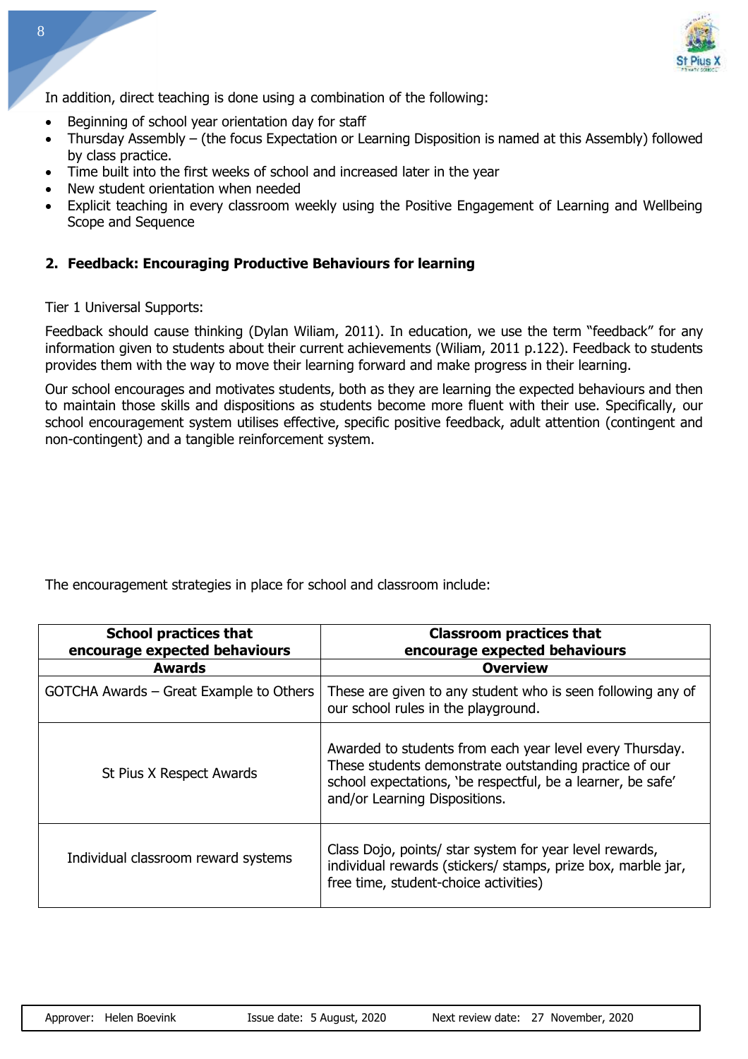In addition, direct teaching is done using a combination of the following:

- Beginning of school year orientation day for staff
- Thursday Assembly – (the focus Expectation or Learning Disposition is named at this Assembly) followed by class practice.
- Time built into the first weeks of school and increased later in the year
- New student orientation when needed
- Explicit teaching in every classroom weekly using the Positive Engagement of Learning and Wellbeing Scope and Sequence

## 2. Feedback: Encouraging Productive Behaviours for learning

Tier 1 Universal Supports:

Feedback should cause thinking (Dylan Wiliam, 2011). In education, we use the term "feedback" for any information given to students about their current achievements (Wiliam, 2011 p.122). Feedback to students provides them with the way to move their learning forward and make progress in their learning.

Our school encourages and motivates students, both as they are learning the expected behaviours and then to maintain those skills and dispositions as students become more fluent with their use. Specifically, our school encouragement system utilises effective, specific positive feedback, adult attention (contingent and non-contingent) and a tangible reinforcement system.

The encouragement strategies in place for school and classroom include:

| **School practices that encourage expected behaviours** | **Classroom practices that encourage expected behaviours** |
|---|---|
| **Awards** | **Overview** |
| GOTCHA Awards – Great Example to Others | These are given to any student who is seen following any of our school rules in the playground. |
| St Pius X Respect Awards | Awarded to students from each year level every Thursday. These students demonstrate outstanding practice of our school expectations, 'be respectful, be a learner, be safe' and/or Learning Dispositions. |
| Individual classroom reward systems | Class Dojo, points/ star system for year level rewards, individual rewards (stickers/ stamps, prize box, marble jar, free time, student-choice activities) |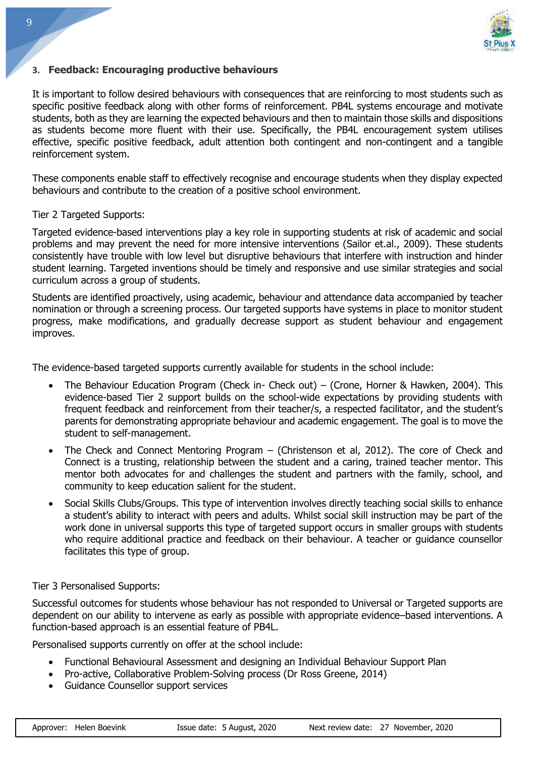### 3. Feedback: Encouraging productive behaviours

It is important to follow desired behaviours with consequences that are reinforcing to most students such as specific positive feedback along with other forms of reinforcement. PB4L systems encourage and motivate students, both as they are learning the expected behaviours and then to maintain those skills and dispositions as students become more fluent with their use. Specifically, the PB4L encouragement system utilises effective, specific positive feedback, adult attention both contingent and non-contingent and a tangible reinforcement system.

These components enable staff to effectively recognise and encourage students when they display expected behaviours and contribute to the creation of a positive school environment.

Tier 2 Targeted Supports:

Targeted evidence-based interventions play a key role in supporting students at risk of academic and social problems and may prevent the need for more intensive interventions (Sailor et.al., 2009). These students consistently have trouble with low level but disruptive behaviours that interfere with instruction and hinder student learning. Targeted inventions should be timely and responsive and use similar strategies and social curriculum across a group of students.

Students are identified proactively, using academic, behaviour and attendance data accompanied by teacher nomination or through a screening process. Our targeted supports have systems in place to monitor student progress, make modifications, and gradually decrease support as student behaviour and engagement improves.

The evidence-based targeted supports currently available for students in the school include:

- The Behaviour Education Program (Check in- Check out) – (Crone, Horner & Hawken, 2004). This evidence-based Tier 2 support builds on the school-wide expectations by providing students with frequent feedback and reinforcement from their teacher/s, a respected facilitator, and the student's parents for demonstrating appropriate behaviour and academic engagement. The goal is to move the student to self-management.
- The Check and Connect Mentoring Program – (Christenson et al, 2012). The core of Check and Connect is a trusting, relationship between the student and a caring, trained teacher mentor. This mentor both advocates for and challenges the student and partners with the family, school, and community to keep education salient for the student.
- Social Skills Clubs/Groups. This type of intervention involves directly teaching social skills to enhance a student's ability to interact with peers and adults. Whilst social skill instruction may be part of the work done in universal supports this type of targeted support occurs in smaller groups with students who require additional practice and feedback on their behaviour. A teacher or guidance counsellor facilitates this type of group.

Tier 3 Personalised Supports:

Successful outcomes for students whose behaviour has not responded to Universal or Targeted supports are dependent on our ability to intervene as early as possible with appropriate evidence–based interventions. A function-based approach is an essential feature of PB4L.

Personalised supports currently on offer at the school include:

- Functional Behavioural Assessment and designing an Individual Behaviour Support Plan
- Pro-active, Collaborative Problem-Solving process (Dr Ross Greene, 2014)
- Guidance Counsellor support services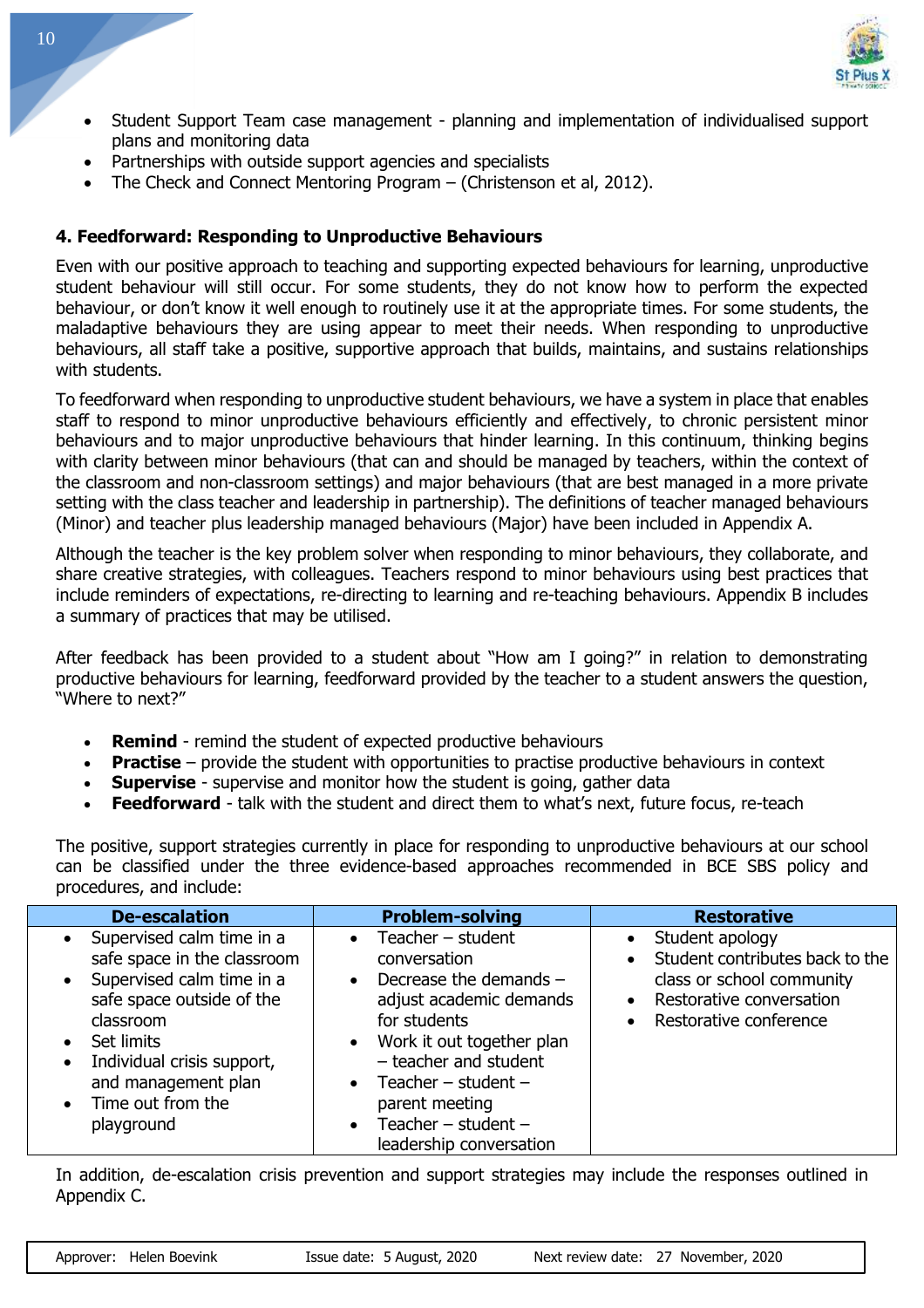- Student Support Team case management - planning and implementation of individualised support plans and monitoring data
- Partnerships with outside support agencies and specialists
- The Check and Connect Mentoring Program – (Christenson et al, 2012).

### 4. Feedforward: Responding to Unproductive Behaviours

Even with our positive approach to teaching and supporting expected behaviours for learning, unproductive student behaviour will still occur. For some students, they do not know how to perform the expected behaviour, or don't know it well enough to routinely use it at the appropriate times. For some students, the maladaptive behaviours they are using appear to meet their needs. When responding to unproductive behaviours, all staff take a positive, supportive approach that builds, maintains, and sustains relationships with students.

To feedforward when responding to unproductive student behaviours, we have a system in place that enables staff to respond to minor unproductive behaviours efficiently and effectively, to chronic persistent minor behaviours and to major unproductive behaviours that hinder learning. In this continuum, thinking begins with clarity between minor behaviours (that can and should be managed by teachers, within the context of the classroom and non-classroom settings) and major behaviours (that are best managed in a more private setting with the class teacher and leadership in partnership). The definitions of teacher managed behaviours (Minor) and teacher plus leadership managed behaviours (Major) have been included in Appendix A.

Although the teacher is the key problem solver when responding to minor behaviours, they collaborate, and share creative strategies, with colleagues. Teachers respond to minor behaviours using best practices that include reminders of expectations, re-directing to learning and re-teaching behaviours. Appendix B includes a summary of practices that may be utilised.

After feedback has been provided to a student about "How am I going?" in relation to demonstrating productive behaviours for learning, feedforward provided by the teacher to a student answers the question, "Where to next?"

- **Remind** - remind the student of expected productive behaviours
- **Practise** – provide the student with opportunities to practise productive behaviours in context
- **Supervise** - supervise and monitor how the student is going, gather data
- **Feedforward** - talk with the student and direct them to what's next, future focus, re-teach

The positive, support strategies currently in place for responding to unproductive behaviours at our school can be classified under the three evidence-based approaches recommended in BCE SBS policy and procedures, and include:

| De-escalation | Problem-solving | Restorative |
| --- | --- | --- |
| • Supervised calm time in a safe space in the classroom<br>• Supervised calm time in a safe space outside of the classroom<br>• Set limits<br>• Individual crisis support, and management plan<br>• Time out from the playground | • Teacher – student conversation<br>• Decrease the demands – adjust academic demands for students<br>• Work it out together plan – teacher and student<br>• Teacher – student – parent meeting<br>• Teacher – student – leadership conversation | • Student apology<br>• Student contributes back to the class or school community<br>• Restorative conversation<br>• Restorative conference |

In addition, de-escalation crisis prevention and support strategies may include the responses outlined in Appendix C.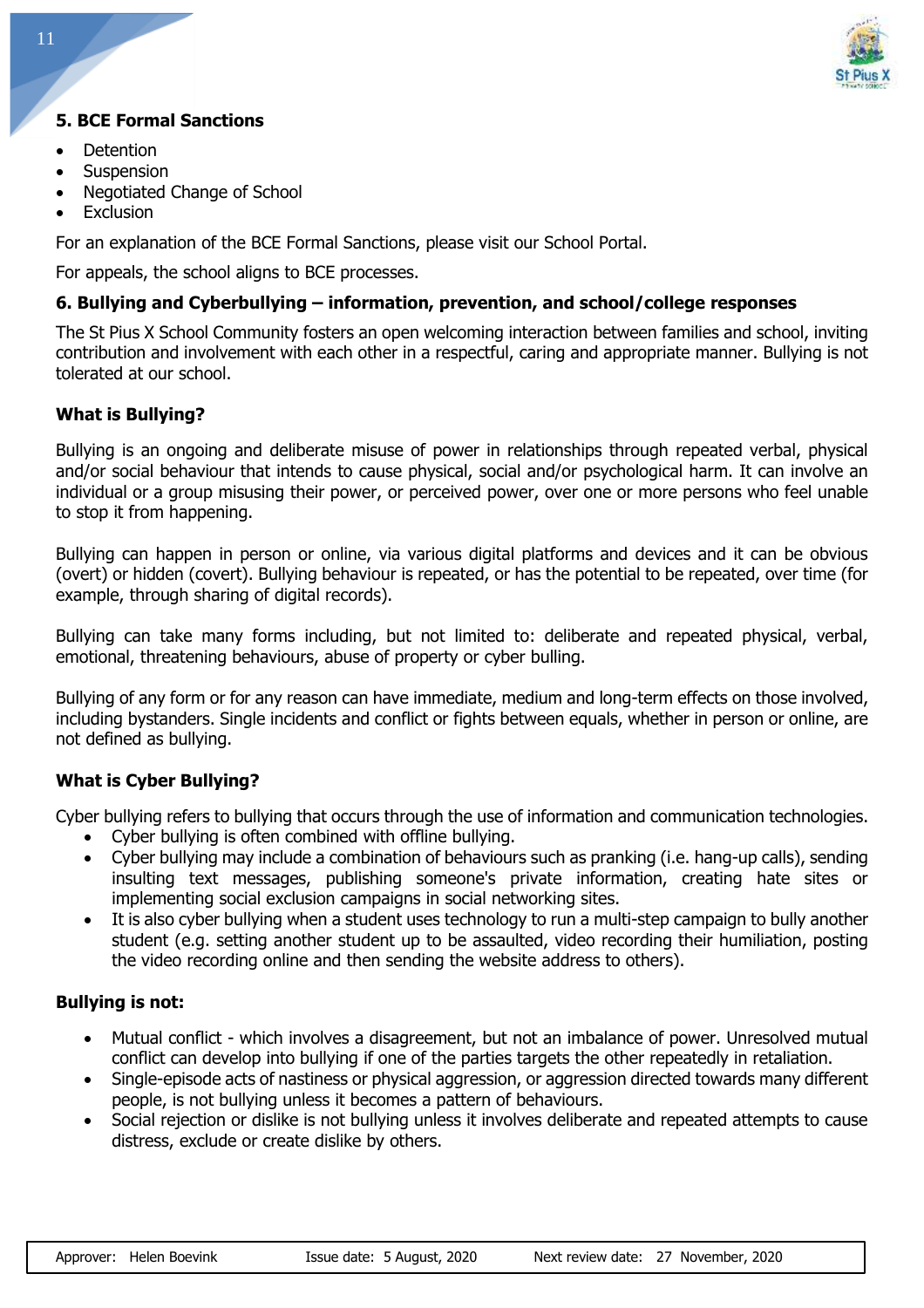## 5. BCE Formal Sanctions

- Detention
- Suspension
- Negotiated Change of School
- Exclusion

For an explanation of the BCE Formal Sanctions, please visit our School Portal.

For appeals, the school aligns to BCE processes.

## 6. Bullying and Cyberbullying – information, prevention, and school/college responses

The St Pius X School Community fosters an open welcoming interaction between families and school, inviting contribution and involvement with each other in a respectful, caring and appropriate manner. Bullying is not tolerated at our school.

### What is Bullying?

Bullying is an ongoing and deliberate misuse of power in relationships through repeated verbal, physical and/or social behaviour that intends to cause physical, social and/or psychological harm. It can involve an individual or a group misusing their power, or perceived power, over one or more persons who feel unable to stop it from happening.

Bullying can happen in person or online, via various digital platforms and devices and it can be obvious (overt) or hidden (covert). Bullying behaviour is repeated, or has the potential to be repeated, over time (for example, through sharing of digital records).

Bullying can take many forms including, but not limited to: deliberate and repeated physical, verbal, emotional, threatening behaviours, abuse of property or cyber bulling.

Bullying of any form or for any reason can have immediate, medium and long-term effects on those involved, including bystanders. Single incidents and conflict or fights between equals, whether in person or online, are not defined as bullying.

### What is Cyber Bullying?

Cyber bullying refers to bullying that occurs through the use of information and communication technologies.

- Cyber bullying is often combined with offline bullying.
- Cyber bullying may include a combination of behaviours such as pranking (i.e. hang-up calls), sending insulting text messages, publishing someone's private information, creating hate sites or implementing social exclusion campaigns in social networking sites.
- It is also cyber bullying when a student uses technology to run a multi-step campaign to bully another student (e.g. setting another student up to be assaulted, video recording their humiliation, posting the video recording online and then sending the website address to others).

### Bullying is not:

- Mutual conflict - which involves a disagreement, but not an imbalance of power. Unresolved mutual conflict can develop into bullying if one of the parties targets the other repeatedly in retaliation.
- Single-episode acts of nastiness or physical aggression, or aggression directed towards many different people, is not bullying unless it becomes a pattern of behaviours.
- Social rejection or dislike is not bullying unless it involves deliberate and repeated attempts to cause distress, exclude or create dislike by others.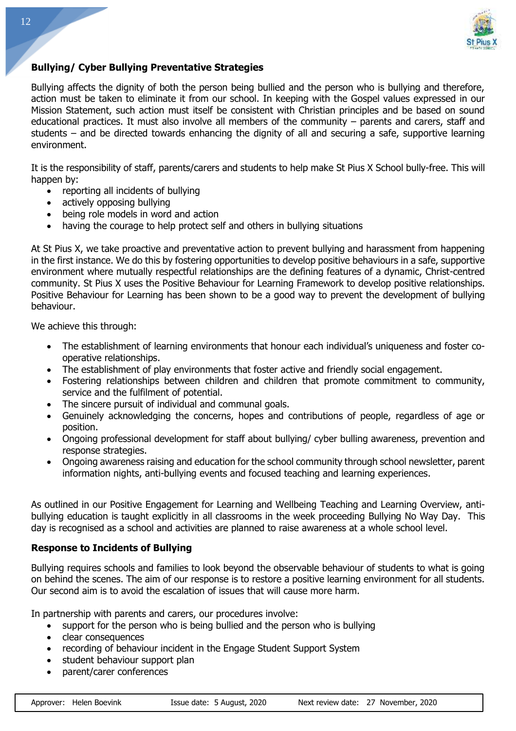**Bullying/ Cyber Bullying Preventative Strategies**

Bullying affects the dignity of both the person being bullied and the person who is bullying and therefore, action must be taken to eliminate it from our school. In keeping with the Gospel values expressed in our Mission Statement, such action must itself be consistent with Christian principles and be based on sound educational practices. It must also involve all members of the community – parents and carers, staff and students – and be directed towards enhancing the dignity of all and securing a safe, supportive learning environment.

It is the responsibility of staff, parents/carers and students to help make St Pius X School bully-free. This will happen by:

- reporting all incidents of bullying
- actively opposing bullying
- being role models in word and action
- having the courage to help protect self and others in bullying situations

At St Pius X, we take proactive and preventative action to prevent bullying and harassment from happening in the first instance. We do this by fostering opportunities to develop positive behaviours in a safe, supportive environment where mutually respectful relationships are the defining features of a dynamic, Christ-centred community. St Pius X uses the Positive Behaviour for Learning Framework to develop positive relationships. Positive Behaviour for Learning has been shown to be a good way to prevent the development of bullying behaviour.

We achieve this through:

- The establishment of learning environments that honour each individual's uniqueness and foster co-operative relationships.
- The establishment of play environments that foster active and friendly social engagement.
- Fostering relationships between children and children that promote commitment to community, service and the fulfilment of potential.
- The sincere pursuit of individual and communal goals.
- Genuinely acknowledging the concerns, hopes and contributions of people, regardless of age or position.
- Ongoing professional development for staff about bullying/ cyber bulling awareness, prevention and response strategies.
- Ongoing awareness raising and education for the school community through school newsletter, parent information nights, anti-bullying events and focused teaching and learning experiences.

As outlined in our Positive Engagement for Learning and Wellbeing Teaching and Learning Overview, anti-bullying education is taught explicitly in all classrooms in the week proceeding Bullying No Way Day. This day is recognised as a school and activities are planned to raise awareness at a whole school level.

**Response to Incidents of Bullying**

Bullying requires schools and families to look beyond the observable behaviour of students to what is going on behind the scenes. The aim of our response is to restore a positive learning environment for all students. Our second aim is to avoid the escalation of issues that will cause more harm.

In partnership with parents and carers, our procedures involve:

- support for the person who is being bullied and the person who is bullying
- clear consequences
- recording of behaviour incident in the Engage Student Support System
- student behaviour support plan
- parent/carer conferences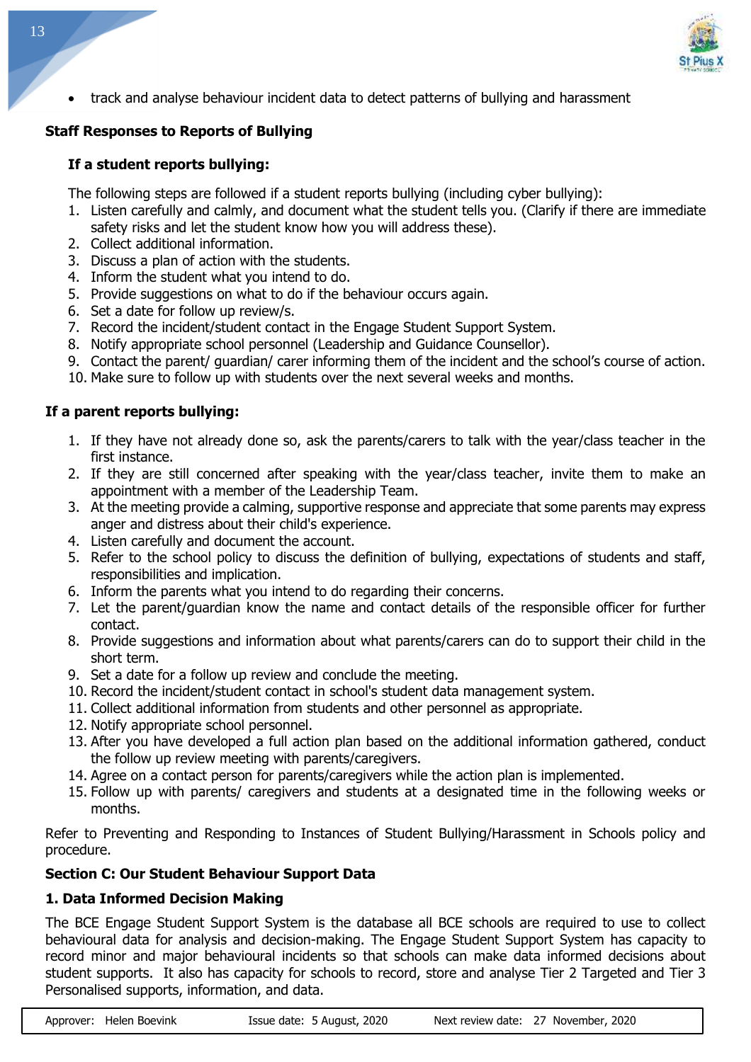- track and analyse behaviour incident data to detect patterns of bullying and harassment

**Staff Responses to Reports of Bullying**

**If a student reports bullying:**

The following steps are followed if a student reports bullying (including cyber bullying):

1. Listen carefully and calmly, and document what the student tells you. (Clarify if there are immediate safety risks and let the student know how you will address these).
2. Collect additional information.
3. Discuss a plan of action with the students.
4. Inform the student what you intend to do.
5. Provide suggestions on what to do if the behaviour occurs again.
6. Set a date for follow up review/s.
7. Record the incident/student contact in the Engage Student Support System.
8. Notify appropriate school personnel (Leadership and Guidance Counsellor).
9. Contact the parent/ guardian/ carer informing them of the incident and the school's course of action.
10. Make sure to follow up with students over the next several weeks and months.

**If a parent reports bullying:**

1. If they have not already done so, ask the parents/carers to talk with the year/class teacher in the first instance.
2. If they are still concerned after speaking with the year/class teacher, invite them to make an appointment with a member of the Leadership Team.
3. At the meeting provide a calming, supportive response and appreciate that some parents may express anger and distress about their child's experience.
4. Listen carefully and document the account.
5. Refer to the school policy to discuss the definition of bullying, expectations of students and staff, responsibilities and implication.
6. Inform the parents what you intend to do regarding their concerns.
7. Let the parent/guardian know the name and contact details of the responsible officer for further contact.
8. Provide suggestions and information about what parents/carers can do to support their child in the short term.
9. Set a date for a follow up review and conclude the meeting.
10. Record the incident/student contact in school's student data management system.
11. Collect additional information from students and other personnel as appropriate.
12. Notify appropriate school personnel.
13. After you have developed a full action plan based on the additional information gathered, conduct the follow up review meeting with parents/caregivers.
14. Agree on a contact person for parents/caregivers while the action plan is implemented.
15. Follow up with parents/ caregivers and students at a designated time in the following weeks or months.

Refer to Preventing and Responding to Instances of Student Bullying/Harassment in Schools policy and procedure.

## Section C: Our Student Behaviour Support Data

### 1. Data Informed Decision Making

The BCE Engage Student Support System is the database all BCE schools are required to use to collect behavioural data for analysis and decision-making. The Engage Student Support System has capacity to record minor and major behavioural incidents so that schools can make data informed decisions about student supports. It also has capacity for schools to record, store and analyse Tier 2 Targeted and Tier 3 Personalised supports, information, and data.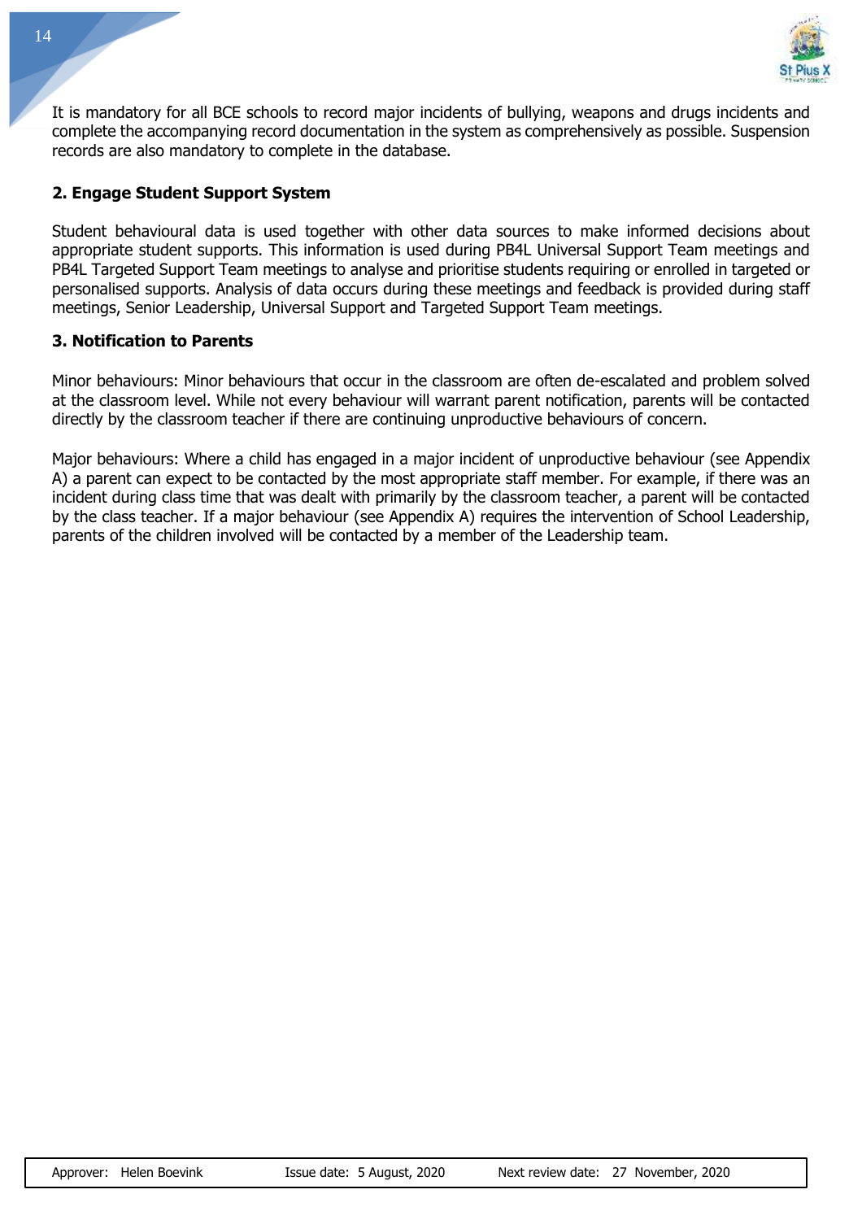It is mandatory for all BCE schools to record major incidents of bullying, weapons and drugs incidents and complete the accompanying record documentation in the system as comprehensively as possible. Suspension records are also mandatory to complete in the database.

### 2. Engage Student Support System

Student behavioural data is used together with other data sources to make informed decisions about appropriate student supports. This information is used during PB4L Universal Support Team meetings and PB4L Targeted Support Team meetings to analyse and prioritise students requiring or enrolled in targeted or personalised supports. Analysis of data occurs during these meetings and feedback is provided during staff meetings, Senior Leadership, Universal Support and Targeted Support Team meetings.

### 3. Notification to Parents

Minor behaviours: Minor behaviours that occur in the classroom are often de-escalated and problem solved at the classroom level. While not every behaviour will warrant parent notification, parents will be contacted directly by the classroom teacher if there are continuing unproductive behaviours of concern.

Major behaviours: Where a child has engaged in a major incident of unproductive behaviour (see Appendix A) a parent can expect to be contacted by the most appropriate staff member. For example, if there was an incident during class time that was dealt with primarily by the classroom teacher, a parent will be contacted by the class teacher. If a major behaviour (see Appendix A) requires the intervention of School Leadership, parents of the children involved will be contacted by a member of the Leadership team.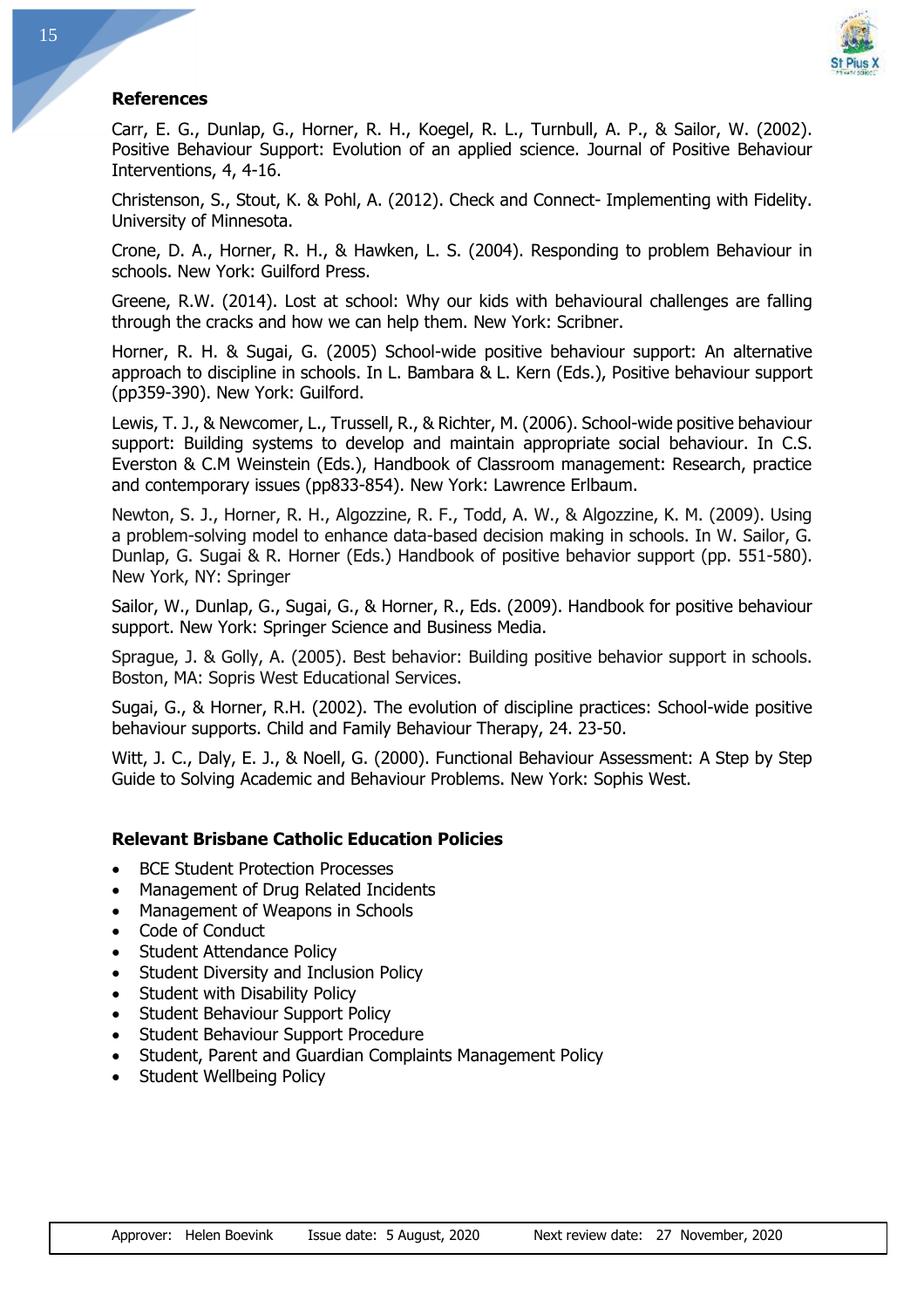## References

Carr, E. G., Dunlap, G., Horner, R. H., Koegel, R. L., Turnbull, A. P., & Sailor, W. (2002). Positive Behaviour Support: Evolution of an applied science. Journal of Positive Behaviour Interventions, 4, 4-16.

Christenson, S., Stout, K. & Pohl, A. (2012). Check and Connect- Implementing with Fidelity. University of Minnesota.

Crone, D. A., Horner, R. H., & Hawken, L. S. (2004). Responding to problem Behaviour in schools. New York: Guilford Press.

Greene, R.W. (2014). Lost at school: Why our kids with behavioural challenges are falling through the cracks and how we can help them. New York: Scribner.

Horner, R. H. & Sugai, G. (2005) School-wide positive behaviour support: An alternative approach to discipline in schools. In L. Bambara & L. Kern (Eds.), Positive behaviour support (pp359-390). New York: Guilford.

Lewis, T. J., & Newcomer, L., Trussell, R., & Richter, M. (2006). School-wide positive behaviour support: Building systems to develop and maintain appropriate social behaviour. In C.S. Everston & C.M Weinstein (Eds.), Handbook of Classroom management: Research, practice and contemporary issues (pp833-854). New York: Lawrence Erlbaum.

Newton, S. J., Horner, R. H., Algozzine, R. F., Todd, A. W., & Algozzine, K. M. (2009). Using a problem-solving model to enhance data-based decision making in schools. In W. Sailor, G. Dunlap, G. Sugai & R. Horner (Eds.) Handbook of positive behavior support (pp. 551-580). New York, NY: Springer

Sailor, W., Dunlap, G., Sugai, G., & Horner, R., Eds. (2009). Handbook for positive behaviour support. New York: Springer Science and Business Media.

Sprague, J. & Golly, A. (2005). Best behavior: Building positive behavior support in schools. Boston, MA: Sopris West Educational Services.

Sugai, G., & Horner, R.H. (2002). The evolution of discipline practices: School-wide positive behaviour supports. Child and Family Behaviour Therapy, 24. 23-50.

Witt, J. C., Daly, E. J., & Noell, G. (2000). Functional Behaviour Assessment: A Step by Step Guide to Solving Academic and Behaviour Problems. New York: Sophis West.

## Relevant Brisbane Catholic Education Policies

- BCE Student Protection Processes
- Management of Drug Related Incidents
- Management of Weapons in Schools
- Code of Conduct
- Student Attendance Policy
- Student Diversity and Inclusion Policy
- Student with Disability Policy
- Student Behaviour Support Policy
- Student Behaviour Support Procedure
- Student, Parent and Guardian Complaints Management Policy
- Student Wellbeing Policy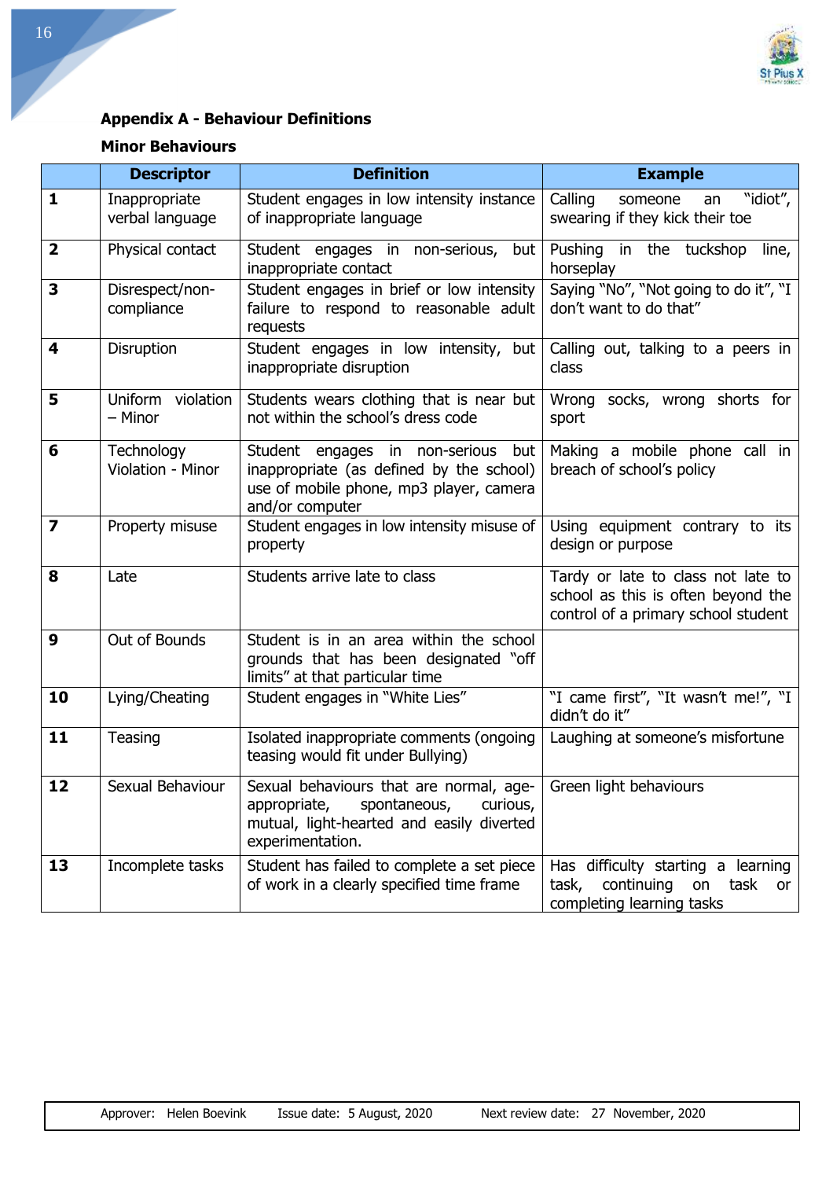## Appendix A - Behaviour Definitions

### Minor Behaviours

| | Descriptor | Definition | Example |
|---|---|---|---|
| **1** | Inappropriate verbal language | Student engages in low intensity instance of inappropriate language | Calling someone an "idiot", swearing if they kick their toe |
| **2** | Physical contact | Student engages in non-serious, but inappropriate contact | Pushing in the tuckshop line, horseplay |
| **3** | Disrespect/non-compliance | Student engages in brief or low intensity failure to respond to reasonable adult requests | Saying "No", "Not going to do it", "I don't want to do that" |
| **4** | Disruption | Student engages in low intensity, but inappropriate disruption | Calling out, talking to a peers in class |
| **5** | Uniform violation – Minor | Students wears clothing that is near but not within the school's dress code | Wrong socks, wrong shorts for sport |
| **6** | Technology Violation - Minor | Student engages in non-serious but inappropriate (as defined by the school) use of mobile phone, mp3 player, camera and/or computer | Making a mobile phone call in breach of school's policy |
| **7** | Property misuse | Student engages in low intensity misuse of property | Using equipment contrary to its design or purpose |
| **8** | Late | Students arrive late to class | Tardy or late to class not late to school as this is often beyond the control of a primary school student |
| **9** | Out of Bounds | Student is in an area within the school grounds that has been designated "off limits" at that particular time | |
| **10** | Lying/Cheating | Student engages in "White Lies" | "I came first", "It wasn't me!", "I didn't do it" |
| **11** | Teasing | Isolated inappropriate comments (ongoing teasing would fit under Bullying) | Laughing at someone's misfortune |
| **12** | Sexual Behaviour | Sexual behaviours that are normal, age-appropriate, spontaneous, curious, mutual, light-hearted and easily diverted experimentation. | Green light behaviours |
| **13** | Incomplete tasks | Student has failed to complete a set piece of work in a clearly specified time frame | Has difficulty starting a learning task, continuing on task or completing learning tasks |

Approver: Helen Boevink Issue date: 5 August, 2020 Next review date: 27 November, 2020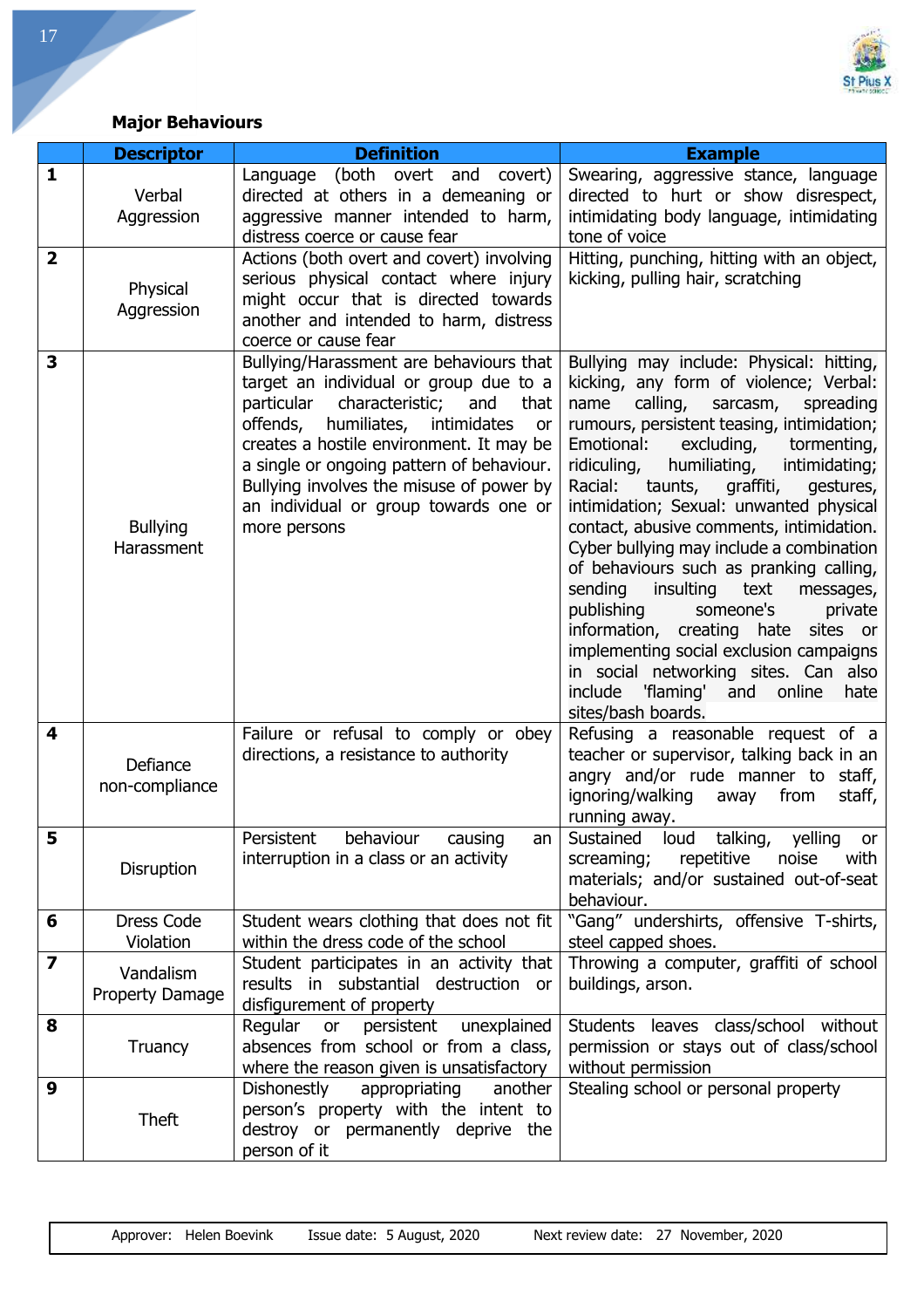**Major Behaviours**

| | Descriptor | Definition | Example |
|---|---|---|---|
| **1** | Verbal Aggression | Language (both overt and covert) directed at others in a demeaning or aggressive manner intended to harm, distress coerce or cause fear | Swearing, aggressive stance, language directed to hurt or show disrespect, intimidating body language, intimidating tone of voice |
| **2** | Physical Aggression | Actions (both overt and covert) involving serious physical contact where injury might occur that is directed towards another and intended to harm, distress coerce or cause fear | Hitting, punching, hitting with an object, kicking, pulling hair, scratching |
| **3** | Bullying Harassment | Bullying/Harassment are behaviours that target an individual or group due to a particular characteristic; and that offends, humiliates, intimidates or creates a hostile environment. It may be a single or ongoing pattern of behaviour. Bullying involves the misuse of power by an individual or group towards one or more persons | Bullying may include: Physical: hitting, kicking, any form of violence; Verbal: name calling, sarcasm, spreading rumours, persistent teasing, intimidation; Emotional: excluding, tormenting, ridiculing, humiliating, intimidating; Racial: taunts, graffiti, gestures, intimidation; Sexual: unwanted physical contact, abusive comments, intimidation. Cyber bullying may include a combination of behaviours such as pranking calling, sending insulting text messages, publishing someone's private information, creating hate sites or implementing social exclusion campaigns in social networking sites. Can also include 'flaming' and online hate sites/bash boards. |
| **4** | Defiance non-compliance | Failure or refusal to comply or obey directions, a resistance to authority | Refusing a reasonable request of a teacher or supervisor, talking back in an angry and/or rude manner to staff, ignoring/walking away from staff, running away. |
| **5** | Disruption | Persistent behaviour causing an interruption in a class or an activity | Sustained loud talking, yelling or screaming; repetitive noise with materials; and/or sustained out-of-seat behaviour. |
| **6** | Dress Code Violation | Student wears clothing that does not fit within the dress code of the school | "Gang" undershirts, offensive T-shirts, steel capped shoes. |
| **7** | Vandalism Property Damage | Student participates in an activity that results in substantial destruction or disfigurement of property | Throwing a computer, graffiti of school buildings, arson. |
| **8** | Truancy | Regular or persistent unexplained absences from school or from a class, where the reason given is unsatisfactory | Students leaves class/school without permission or stays out of class/school without permission |
| **9** | Theft | Dishonestly appropriating another person's property with the intent to destroy or permanently deprive the person of it | Stealing school or personal property |

Approver: Helen Boevink  Issue date: 5 August, 2020  Next review date: 27 November, 2020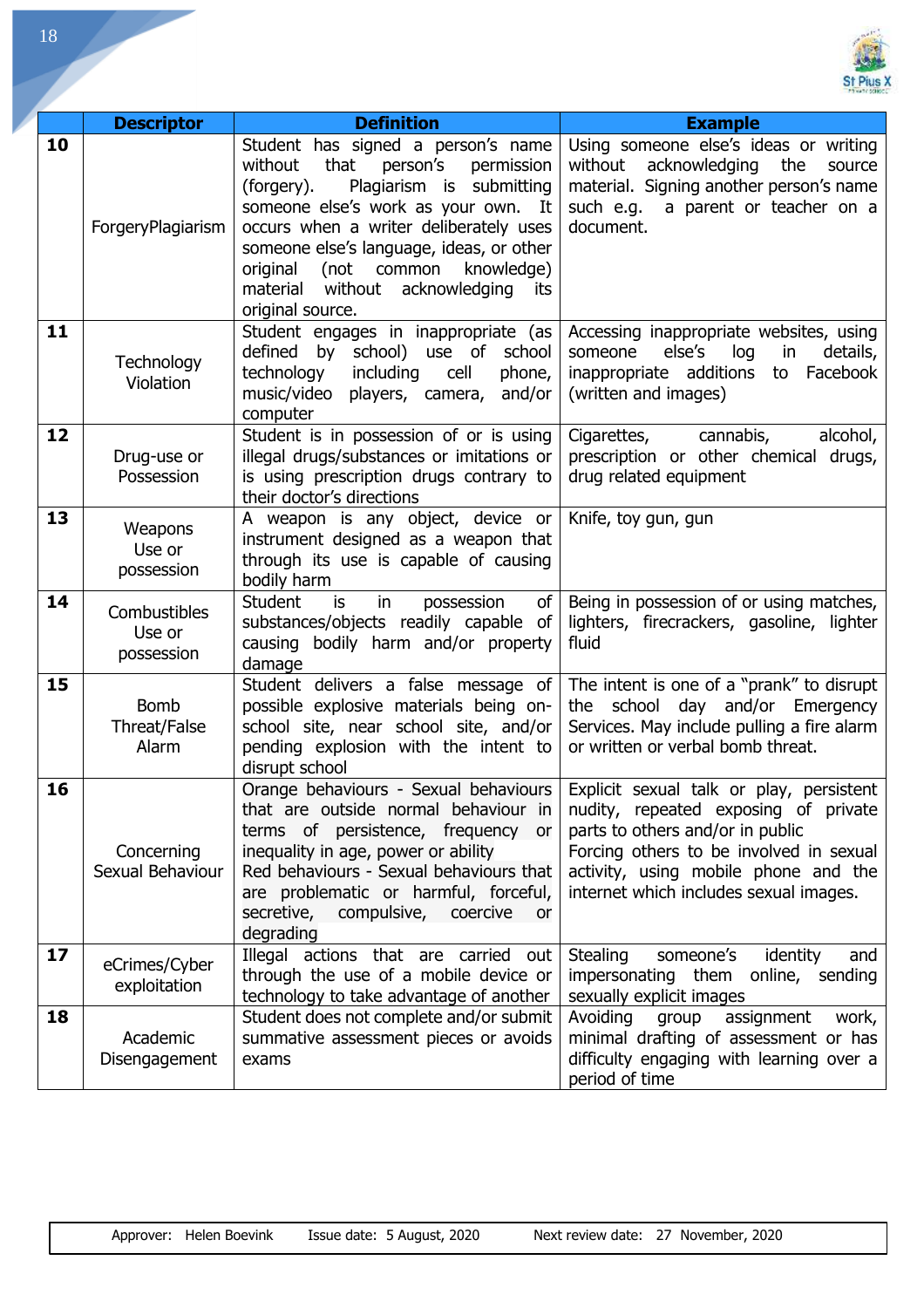| | Descriptor | Definition | Example |
|---|---|---|---|
| **10** | ForgeryPlagiarism | Student has signed a person's name without that person's permission (forgery). Plagiarism is submitting someone else's work as your own. It occurs when a writer deliberately uses someone else's language, ideas, or other original (not common knowledge) material without acknowledging its original source. | Using someone else's ideas or writing without acknowledging the source material. Signing another person's name such e.g. a parent or teacher on a document. |
| **11** | Technology Violation | Student engages in inappropriate (as defined by school) use of school technology including cell phone, music/video players, camera, and/or computer | Accessing inappropriate websites, using someone else's log in details, inappropriate additions to Facebook (written and images) |
| **12** | Drug-use or Possession | Student is in possession of or is using illegal drugs/substances or imitations or is using prescription drugs contrary to their doctor's directions | Cigarettes, cannabis, alcohol, prescription or other chemical drugs, drug related equipment |
| **13** | Weapons Use or possession | A weapon is any object, device or instrument designed as a weapon that through its use is capable of causing bodily harm | Knife, toy gun, gun |
| **14** | Combustibles Use or possession | Student is in possession of substances/objects readily capable of causing bodily harm and/or property damage | Being in possession of or using matches, lighters, firecrackers, gasoline, lighter fluid |
| **15** | Bomb Threat/False Alarm | Student delivers a false message of possible explosive materials being on-school site, near school site, and/or pending explosion with the intent to disrupt school | The intent is one of a "prank" to disrupt the school day and/or Emergency Services. May include pulling a fire alarm or written or verbal bomb threat. |
| **16** | Concerning Sexual Behaviour | Orange behaviours - Sexual behaviours that are outside normal behaviour in terms of persistence, frequency or inequality in age, power or ability<br>Red behaviours - Sexual behaviours that are problematic or harmful, forceful, secretive, compulsive, coercive or degrading | Explicit sexual talk or play, persistent nudity, repeated exposing of private parts to others and/or in public<br>Forcing others to be involved in sexual activity, using mobile phone and the internet which includes sexual images. |
| **17** | eCrimes/Cyber exploitation | Illegal actions that are carried out through the use of a mobile device or technology to take advantage of another | Stealing someone's identity and impersonating them online, sending sexually explicit images |
| **18** | Academic Disengagement | Student does not complete and/or submit summative assessment pieces or avoids exams | Avoiding group assignment work, minimal drafting of assessment or has difficulty engaging with learning over a period of time |

Approver: Helen Boevink    Issue date: 5 August, 2020    Next review date: 27 November, 2020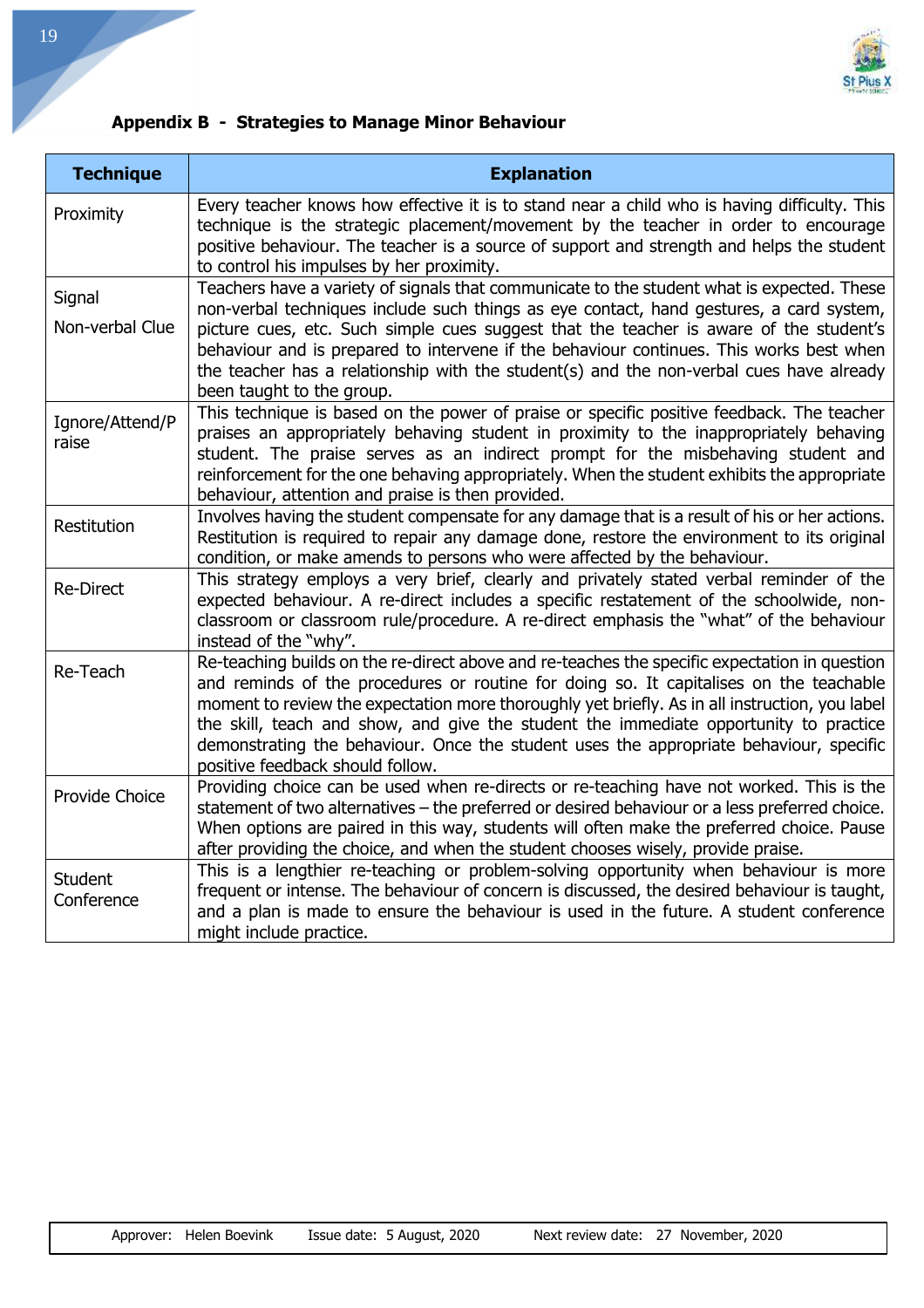## Appendix B - Strategies to Manage Minor Behaviour

| Technique | Explanation |
|---|---|
| Proximity | Every teacher knows how effective it is to stand near a child who is having difficulty. This technique is the strategic placement/movement by the teacher in order to encourage positive behaviour. The teacher is a source of support and strength and helps the student to control his impulses by her proximity. |
| Signal<br>Non-verbal Clue | Teachers have a variety of signals that communicate to the student what is expected. These non-verbal techniques include such things as eye contact, hand gestures, a card system, picture cues, etc. Such simple cues suggest that the teacher is aware of the student's behaviour and is prepared to intervene if the behaviour continues. This works best when the teacher has a relationship with the student(s) and the non-verbal cues have already been taught to the group. |
| Ignore/Attend/Praise | This technique is based on the power of praise or specific positive feedback. The teacher praises an appropriately behaving student in proximity to the inappropriately behaving student. The praise serves as an indirect prompt for the misbehaving student and reinforcement for the one behaving appropriately. When the student exhibits the appropriate behaviour, attention and praise is then provided. |
| Restitution | Involves having the student compensate for any damage that is a result of his or her actions. Restitution is required to repair any damage done, restore the environment to its original condition, or make amends to persons who were affected by the behaviour. |
| Re-Direct | This strategy employs a very brief, clearly and privately stated verbal reminder of the expected behaviour. A re-direct includes a specific restatement of the schoolwide, non-classroom or classroom rule/procedure. A re-direct emphasis the "what" of the behaviour instead of the "why". |
| Re-Teach | Re-teaching builds on the re-direct above and re-teaches the specific expectation in question and reminds of the procedures or routine for doing so. It capitalises on the teachable moment to review the expectation more thoroughly yet briefly. As in all instruction, you label the skill, teach and show, and give the student the immediate opportunity to practice demonstrating the behaviour. Once the student uses the appropriate behaviour, specific positive feedback should follow. |
| Provide Choice | Providing choice can be used when re-directs or re-teaching have not worked. This is the statement of two alternatives – the preferred or desired behaviour or a less preferred choice. When options are paired in this way, students will often make the preferred choice. Pause after providing the choice, and when the student chooses wisely, provide praise. |
| Student Conference | This is a lengthier re-teaching or problem-solving opportunity when behaviour is more frequent or intense. The behaviour of concern is discussed, the desired behaviour is taught, and a plan is made to ensure the behaviour is used in the future. A student conference might include practice. |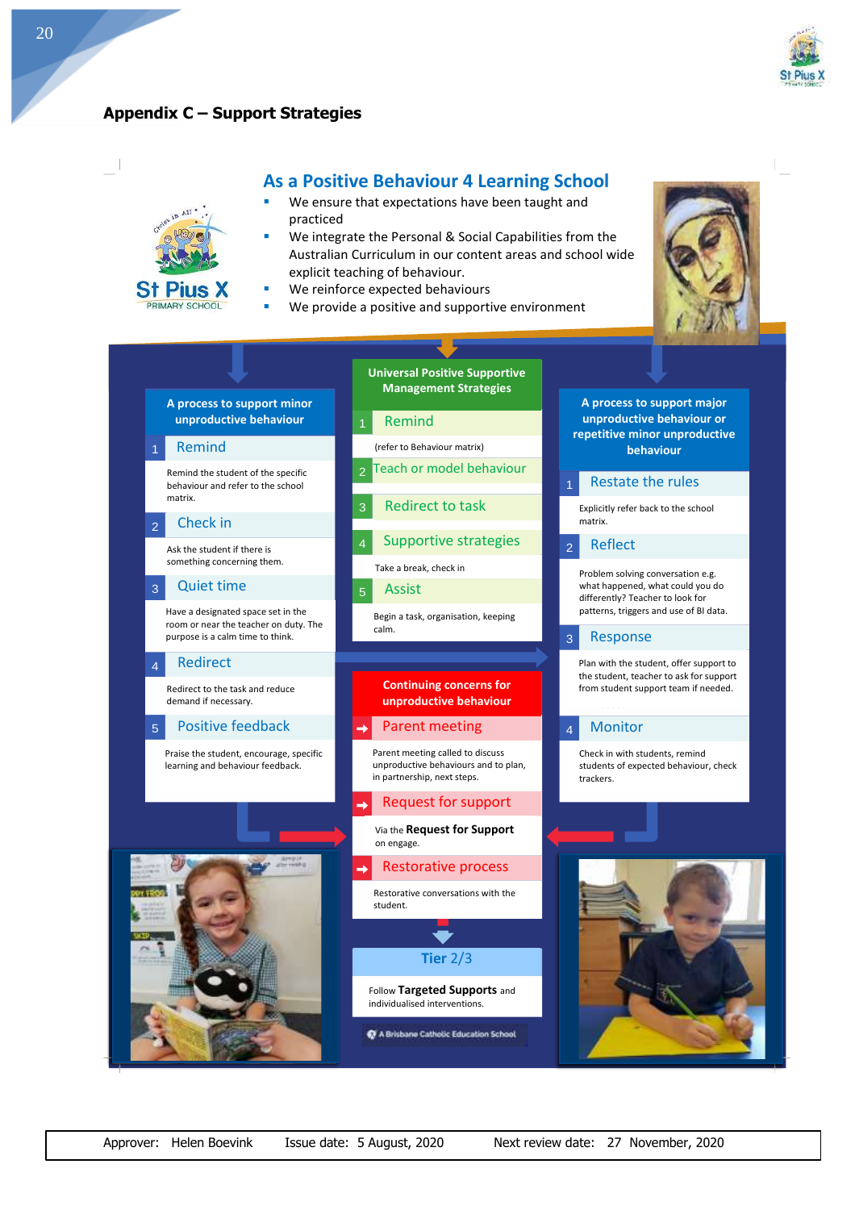## Appendix C – Support Strategies

### As a Positive Behaviour 4 Learning School

- We ensure that expectations have been taught and practiced
- We integrate the Personal & Social Capabilities from the Australian Curriculum in our content areas and school wide explicit teaching of behaviour.
- We reinforce expected behaviours
- We provide a positive and supportive environment

#### A process to support minor unproductive behaviour

1. **Remind**
   Remind the student of the specific behaviour and refer to the school matrix.
2. **Check in**
   Ask the student if there is something concerning them.
3. **Quiet time**
   Have a designated space set in the room or near the teacher on duty. The purpose is a calm time to think.
4. **Redirect**
   Redirect to the task and reduce demand if necessary.
5. **Positive feedback**
   Praise the student, encourage, specific learning and behaviour feedback.

#### Universal Positive Supportive Management Strategies

1. **Remind**
   (refer to Behaviour matrix)
2. **Teach or model behaviour**
3. **Redirect to task**
4. **Supportive strategies**
   Take a break, check in
5. **Assist**
   Begin a task, organisation, keeping calm.

#### Continuing concerns for unproductive behaviour

- **Parent meeting**
  Parent meeting called to discuss unproductive behaviours and to plan, in partnership, next steps.
- **Request for support**
  Via the **Request for Support** on engage.
- **Restorative process**
  Restorative conversations with the student.

#### Tier 2/3

Follow **Targeted Supports** and individualised interventions.

#### A process to support major unproductive behaviour or repetitive minor unproductive behaviour

1. **Restate the rules**
   Explicitly refer back to the school matrix.
2. **Reflect**
   Problem solving conversation e.g. what happened, what could you do differently? Teacher to look for patterns, triggers and use of BI data.
3. **Response**
   Plan with the student, offer support to the student, teacher to ask for support from student support team if needed.
4. **Monitor**
   Check in with students, remind students of expected behaviour, check trackers.

A Brisbane Catholic Education School

Approver: Helen Boevink | Issue date: 5 August, 2020 | Next review date: 27 November, 2020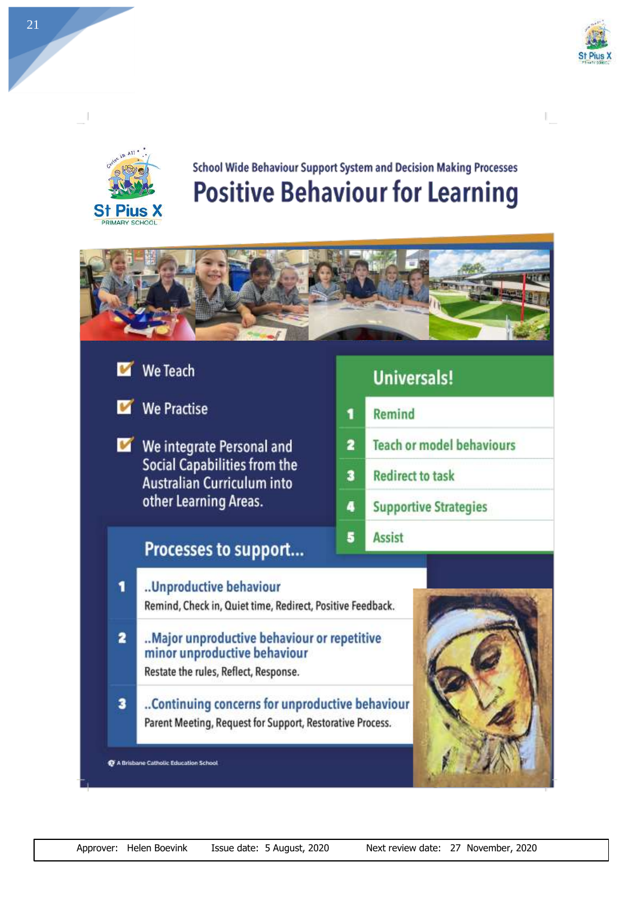St Pius X
PRIMARY SCHOOL

School Wide Behaviour Support System and Decision Making Processes

# Positive Behaviour for Learning

- ☑ We Teach
- ☑ We Practise
- ☑ We integrate Personal and Social Capabilities from the Australian Curriculum into other Learning Areas.

## Universals!

1. Remind
2. Teach or model behaviours
3. Redirect to task
4. Supportive Strategies
5. Assist

## Processes to support...

1. **..Unproductive behaviour**
   Remind, Check in, Quiet time, Redirect, Positive Feedback.
2. **..Major unproductive behaviour or repetitive minor unproductive behaviour**
   Restate the rules, Reflect, Response.
3. **..Continuing concerns for unproductive behaviour**
   Parent Meeting, Request for Support, Restorative Process.

A Brisbane Catholic Education School

| Approver: Helen Boevink | Issue date: 5 August, 2020 | Next review date: 27 November, 2020 |
|---|---|---|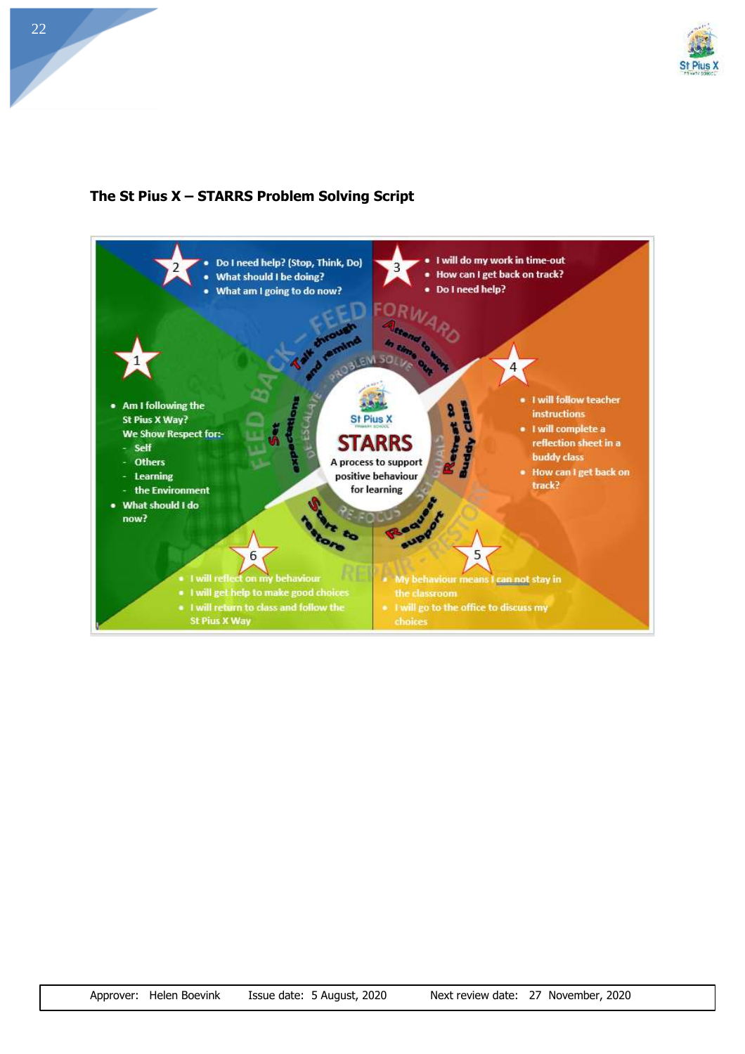## The St Pius X – STARRS Problem Solving Script

**1**
- Am I following the St Pius X Way?
  We Show Respect for:-
  - Self
  - Others
  - Learning
  - the Environment
- What should I do now?

**2**
- Do I need help? (Stop, Think, Do)
- What should I be doing?
- What am I going to do now?

**3**
- I will do my work in time-out
- How can I get back on track?
- Do I need help?

**4**
- I will follow teacher instructions
- I will complete a reflection sheet in a buddy class
- How can I get back on track?

**5**
- My behaviour means I can not stay in the classroom
- I will go to the office to discuss my choices

**6**
- I will reflect on my behaviour
- I will get help to make good choices
- I will return to class and follow the St Pius X Way

St Pius X
STARRS
A process to support positive behaviour for learning

Set expectations
Talk through and remind
Attend to work in time out
Retreat to Buddy Class
Request support
Start to restore

FEED BACK – FEED FORWARD
DE-ESCALATE – PROBLEM SOLVE
SET GOALS – RE-FOCUS
REPAIR – RESTORE

Approver: Helen Boevink    Issue date: 5 August, 2020    Next review date: 27 November, 2020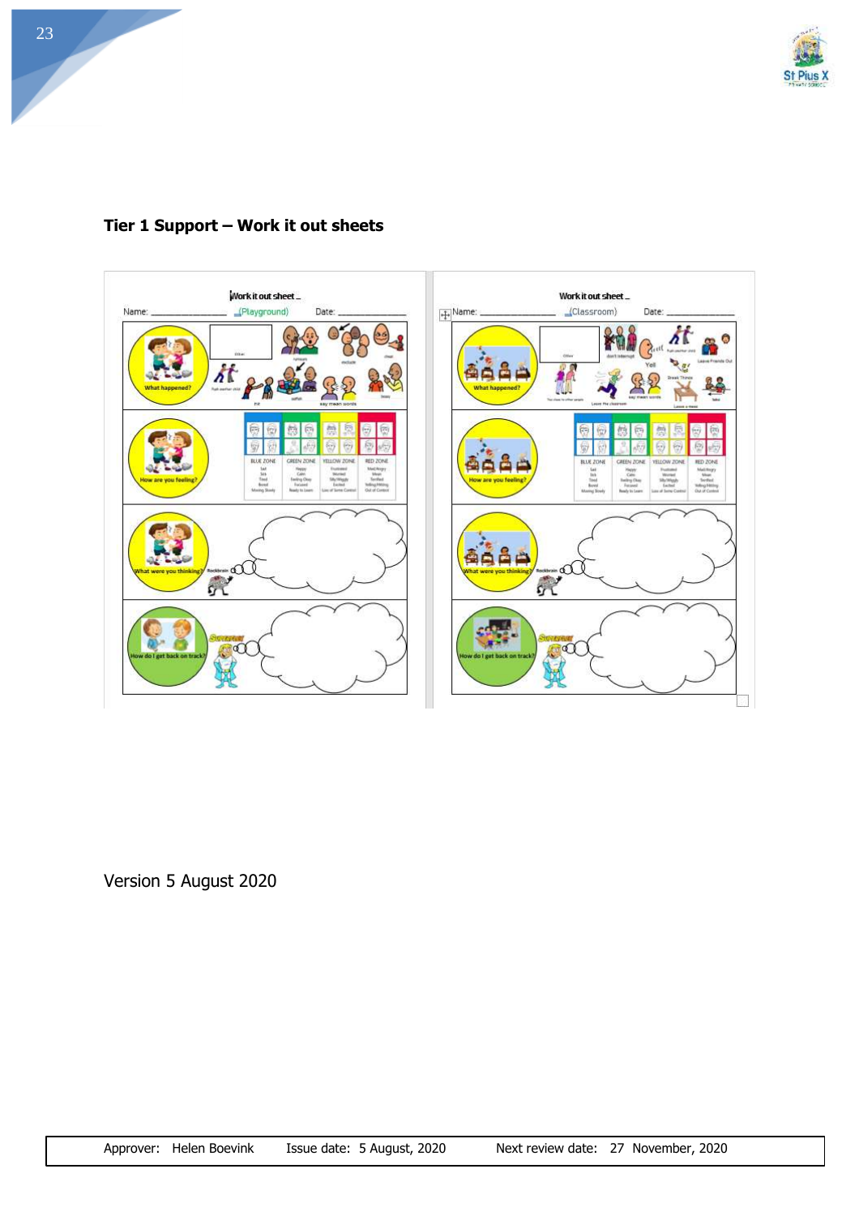## Tier 1 Support – Work it out sheets

Version 5 August 2020

| | | |
|---|---|---|
| Approver: Helen Boevink | Issue date: 5 August, 2020 | Next review date: 27 November, 2020 |